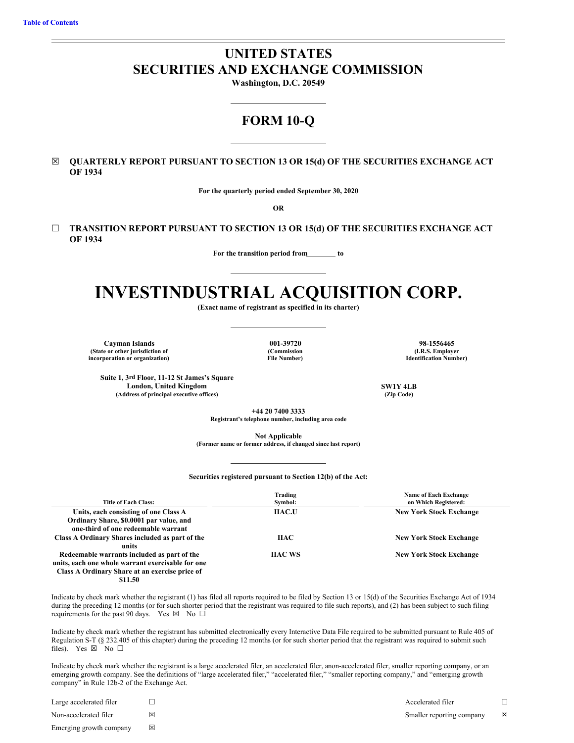Table of Contents

# UNITED STATES
# SECURITIES AND EXCHANGE COMMISSION

**Washington, D.C. 20549**

## FORM 10-Q

☒ **QUARTERLY REPORT PURSUANT TO SECTION 13 OR 15(d) OF THE SECURITIES EXCHANGE ACT OF 1934**

**For the quarterly period ended September 30, 2020**

**OR**

☐ **TRANSITION REPORT PURSUANT TO SECTION 13 OR 15(d) OF THE SECURITIES EXCHANGE ACT OF 1934**

**For the transition period from\_\_\_\_\_\_\_\_ to**

# INVESTINDUSTRIAL ACQUISITION CORP.

**(Exact name of registrant as specified in its charter)**

| Cayman Islands | 001-39720 | 98-1556465 |
|---|---|---|
| (State or other jurisdiction of incorporation or organization) | (Commission File Number) | (I.R.S. Employer Identification Number) |

| Suite 1, 3rd Floor, 11-12 St James's Square London, United Kingdom | SW1Y 4LB |
|---|---|
| (Address of principal executive offices) | (Zip Code) |

**+44 20 7400 3333**
**Registrant's telephone number, including area code**

**Not Applicable**
**(Former name or former address, if changed since last report)**

**Securities registered pursuant to Section 12(b) of the Act:**

| Title of Each Class: | Trading Symbol: | Name of Each Exchange on Which Registered: |
|---|---|---|
| Units, each consisting of one Class A Ordinary Share, $0.0001 par value, and one-third of one redeemable warrant | IIAC.U | New York Stock Exchange |
| Class A Ordinary Shares included as part of the units | IIAC | New York Stock Exchange |
| Redeemable warrants included as part of the units, each one whole warrant exercisable for one Class A Ordinary Share at an exercise price of $11.50 | IIAC WS | New York Stock Exchange |

Indicate by check mark whether the registrant (1) has filed all reports required to be filed by Section 13 or 15(d) of the Securities Exchange Act of 1934 during the preceding 12 months (or for such shorter period that the registrant was required to file such reports), and (2) has been subject to such filing requirements for the past 90 days. Yes ☒ No ☐

Indicate by check mark whether the registrant has submitted electronically every Interactive Data File required to be submitted pursuant to Rule 405 of Regulation S-T (§ 232.405 of this chapter) during the preceding 12 months (or for such shorter period that the registrant was required to submit such files). Yes ☒ No ☐

Indicate by check mark whether the registrant is a large accelerated filer, an accelerated filer, anon-accelerated filer, smaller reporting company, or an emerging growth company. See the definitions of "large accelerated filer," "accelerated filer," "smaller reporting company," and "emerging growth company" in Rule 12b-2 of the Exchange Act.

| | | | |
|---|---|---|---|
| Large accelerated filer | ☐ | Accelerated filer | ☐ |
| Non-accelerated filer | ☒ | Smaller reporting company | ☒ |
| Emerging growth company | ☒ | | |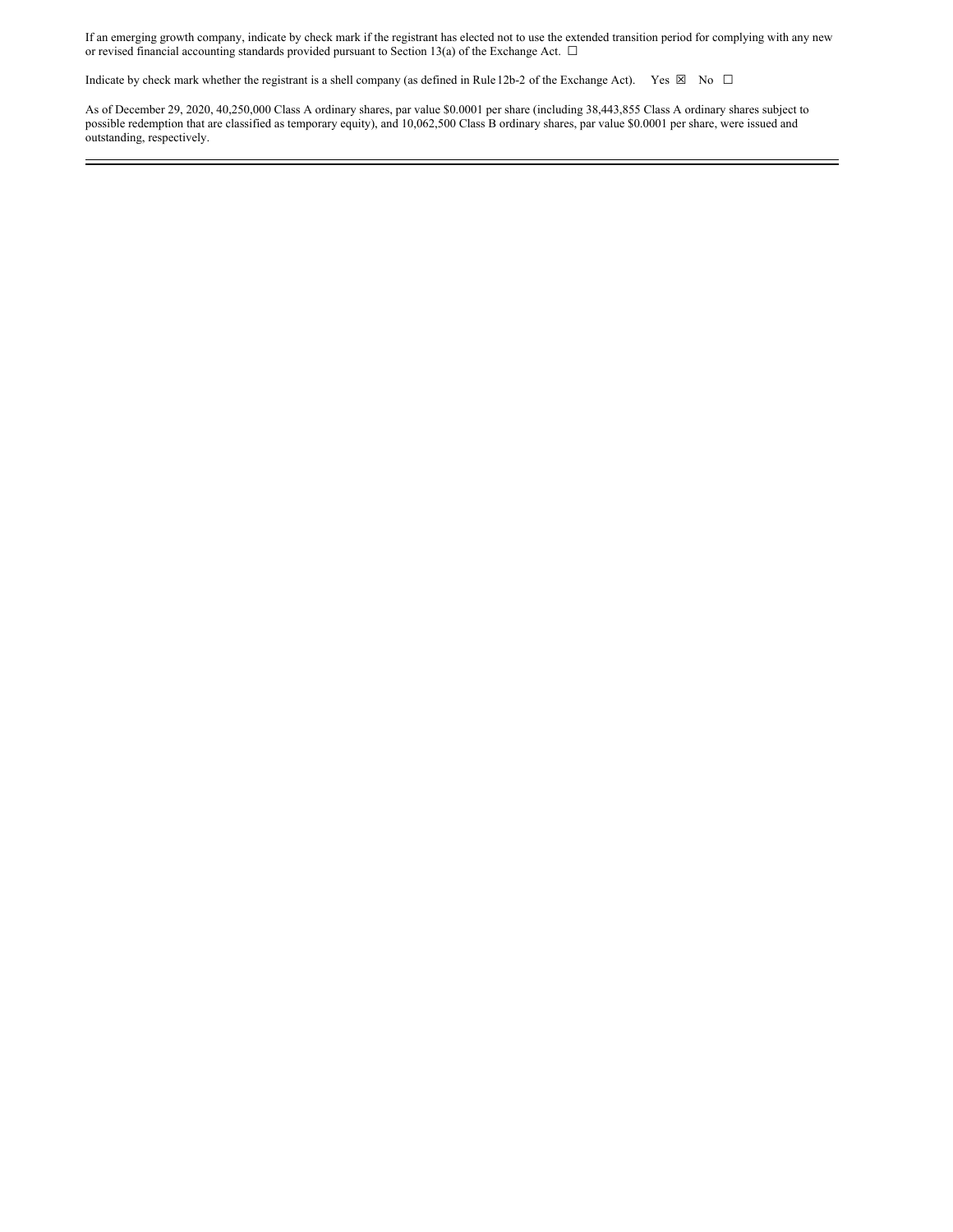If an emerging growth company, indicate by check mark if the registrant has elected not to use the extended transition period for complying with any new or revised financial accounting standards provided pursuant to Section 13(a) of the Exchange Act. ☐

Indicate by check mark whether the registrant is a shell company (as defined in Rule 12b-2 of the Exchange Act). Yes ☒ No ☐

As of December 29, 2020, 40,250,000 Class A ordinary shares, par value $0.0001 per share (including 38,443,855 Class A ordinary shares subject to possible redemption that are classified as temporary equity), and 10,062,500 Class B ordinary shares, par value $0.0001 per share, were issued and outstanding, respectively.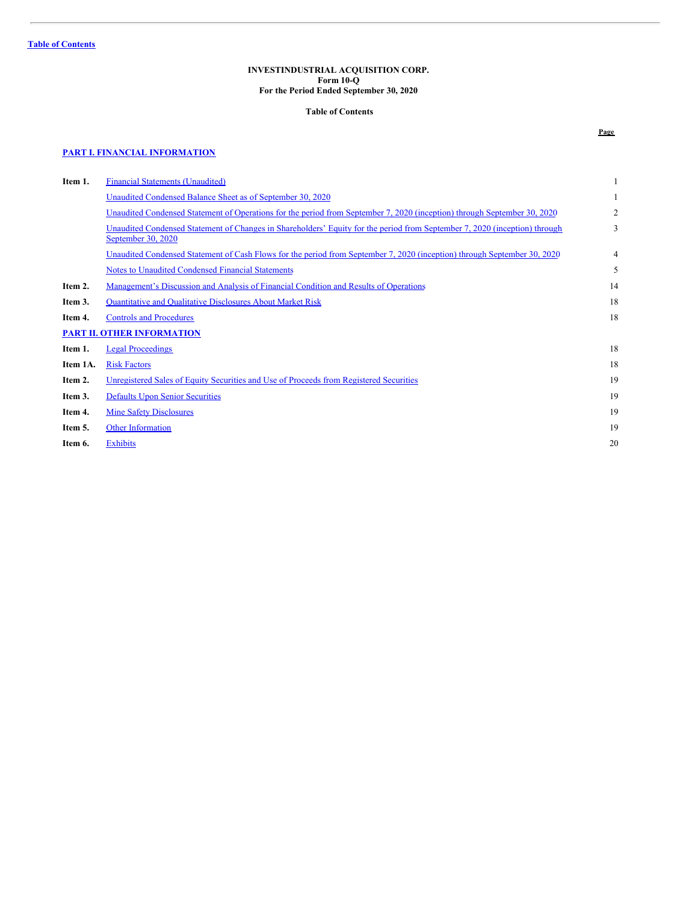[Table of Contents](#)

**INVESTINDUSTRIAL ACQUISITION CORP.**
**Form 10-Q**
**For the Period Ended September 30, 2020**

**Table of Contents**

| | | Page |
|---|---|---|
| **PART I. FINANCIAL INFORMATION** | | |
| **Item 1.** | Financial Statements (Unaudited) | 1 |
| | Unaudited Condensed Balance Sheet as of September 30, 2020 | 1 |
| | Unaudited Condensed Statement of Operations for the period from September 7, 2020 (inception) through September 30, 2020 | 2 |
| | Unaudited Condensed Statement of Changes in Shareholders' Equity for the period from September 7, 2020 (inception) through September 30, 2020 | 3 |
| | Unaudited Condensed Statement of Cash Flows for the period from September 7, 2020 (inception) through September 30, 2020 | 4 |
| | Notes to Unaudited Condensed Financial Statements | 5 |
| **Item 2.** | Management's Discussion and Analysis of Financial Condition and Results of Operations | 14 |
| **Item 3.** | Quantitative and Qualitative Disclosures About Market Risk | 18 |
| **Item 4.** | Controls and Procedures | 18 |
| **PART II. OTHER INFORMATION** | | |
| **Item 1.** | Legal Proceedings | 18 |
| **Item 1A.** | Risk Factors | 18 |
| **Item 2.** | Unregistered Sales of Equity Securities and Use of Proceeds from Registered Securities | 19 |
| **Item 3.** | Defaults Upon Senior Securities | 19 |
| **Item 4.** | Mine Safety Disclosures | 19 |
| **Item 5.** | Other Information | 19 |
| **Item 6.** | Exhibits | 20 |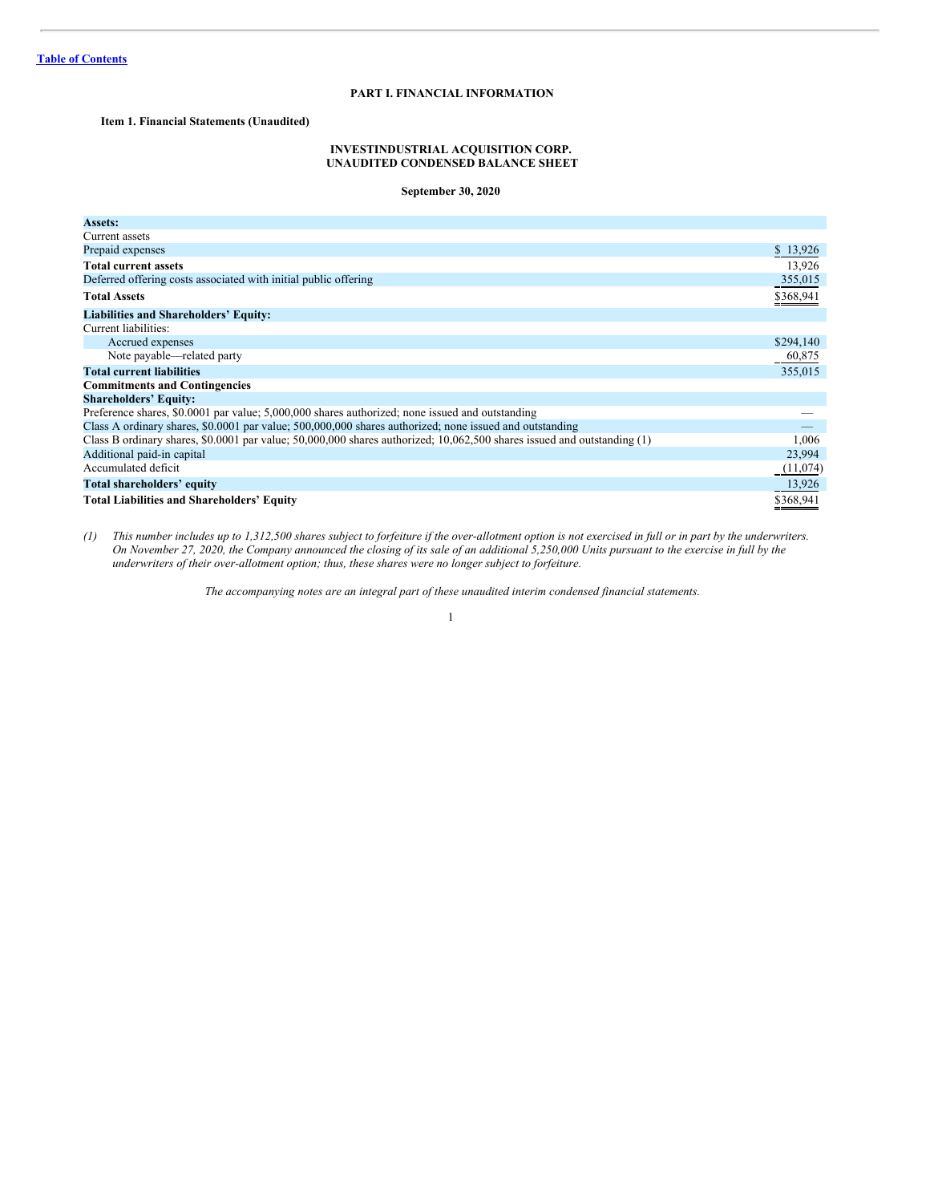Table of Contents

# PART I. FINANCIAL INFORMATION

## Item 1. Financial Statements (Unaudited)

### INVESTINDUSTRIAL ACQUISITION CORP.
### UNAUDITED CONDENSED BALANCE SHEET

**September 30, 2020**

| | |
|---|---|
| **Assets:** | |
| Current assets | |
| Prepaid expenses | $ 13,926 |
| **Total current assets** | 13,926 |
| Deferred offering costs associated with initial public offering | 355,015 |
| **Total Assets** | $368,941 |
| **Liabilities and Shareholders' Equity:** | |
| Current liabilities: | |
| Accrued expenses | $294,140 |
| Note payable—related party | 60,875 |
| **Total current liabilities** | 355,015 |
| **Commitments and Contingencies** | |
| **Shareholders' Equity:** | |
| Preference shares, $0.0001 par value; 5,000,000 shares authorized; none issued and outstanding | — |
| Class A ordinary shares, $0.0001 par value; 500,000,000 shares authorized; none issued and outstanding | — |
| Class B ordinary shares, $0.0001 par value; 50,000,000 shares authorized; 10,062,500 shares issued and outstanding (1) | 1,006 |
| Additional paid-in capital | 23,994 |
| Accumulated deficit | (11,074) |
| **Total shareholders' equity** | 13,926 |
| **Total Liabilities and Shareholders' Equity** | $368,941 |

*(1) This number includes up to 1,312,500 shares subject to forfeiture if the over-allotment option is not exercised in full or in part by the underwriters. On November 27, 2020, the Company announced the closing of its sale of an additional 5,250,000 Units pursuant to the exercise in full by the underwriters of their over-allotment option; thus, these shares were no longer subject to forfeiture.*

*The accompanying notes are an integral part of these unaudited interim condensed financial statements.*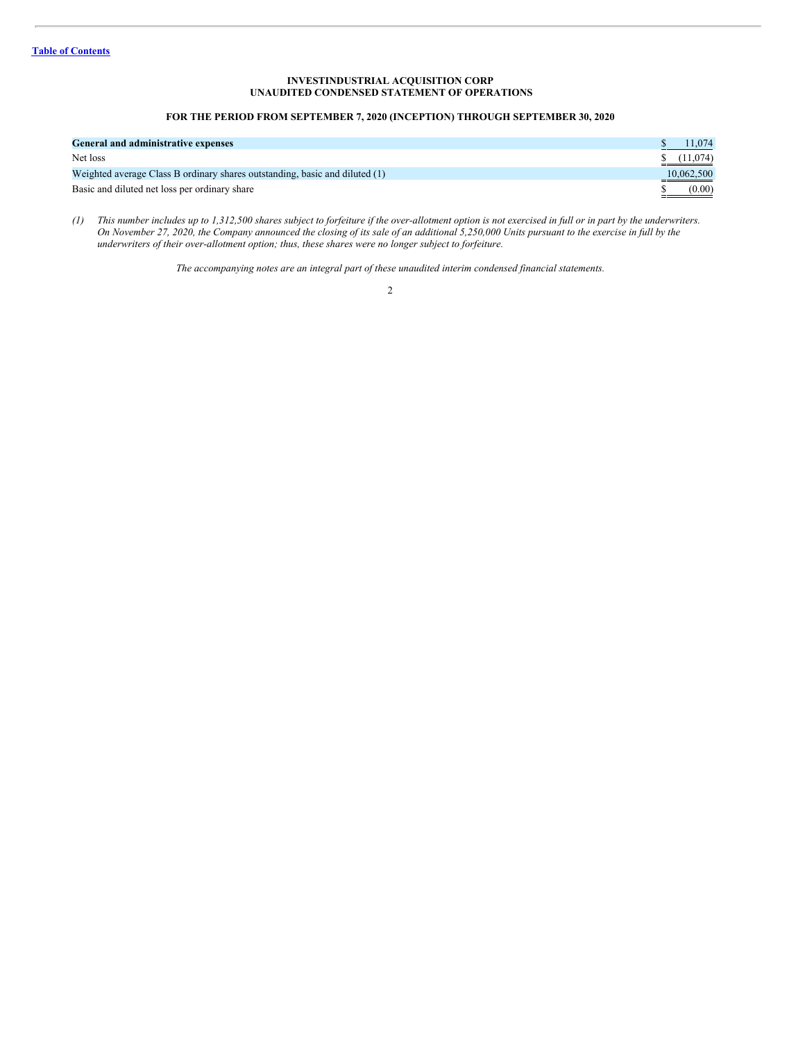**INVESTINDUSTRIAL ACQUISITION CORP**
**UNAUDITED CONDENSED STATEMENT OF OPERATIONS**

**FOR THE PERIOD FROM SEPTEMBER 7, 2020 (INCEPTION) THROUGH SEPTEMBER 30, 2020**

| | |
|---|---|
| **General and administrative expenses** | $ 11,074 |
| Net loss | $ (11,074) |
| Weighted average Class B ordinary shares outstanding, basic and diluted (1) | 10,062,500 |
| Basic and diluted net loss per ordinary share | $ (0.00) |

*(1) This number includes up to 1,312,500 shares subject to forfeiture if the over-allotment option is not exercised in full or in part by the underwriters. On November 27, 2020, the Company announced the closing of its sale of an additional 5,250,000 Units pursuant to the exercise in full by the underwriters of their over-allotment option; thus, these shares were no longer subject to forfeiture.*

*The accompanying notes are an integral part of these unaudited interim condensed financial statements.*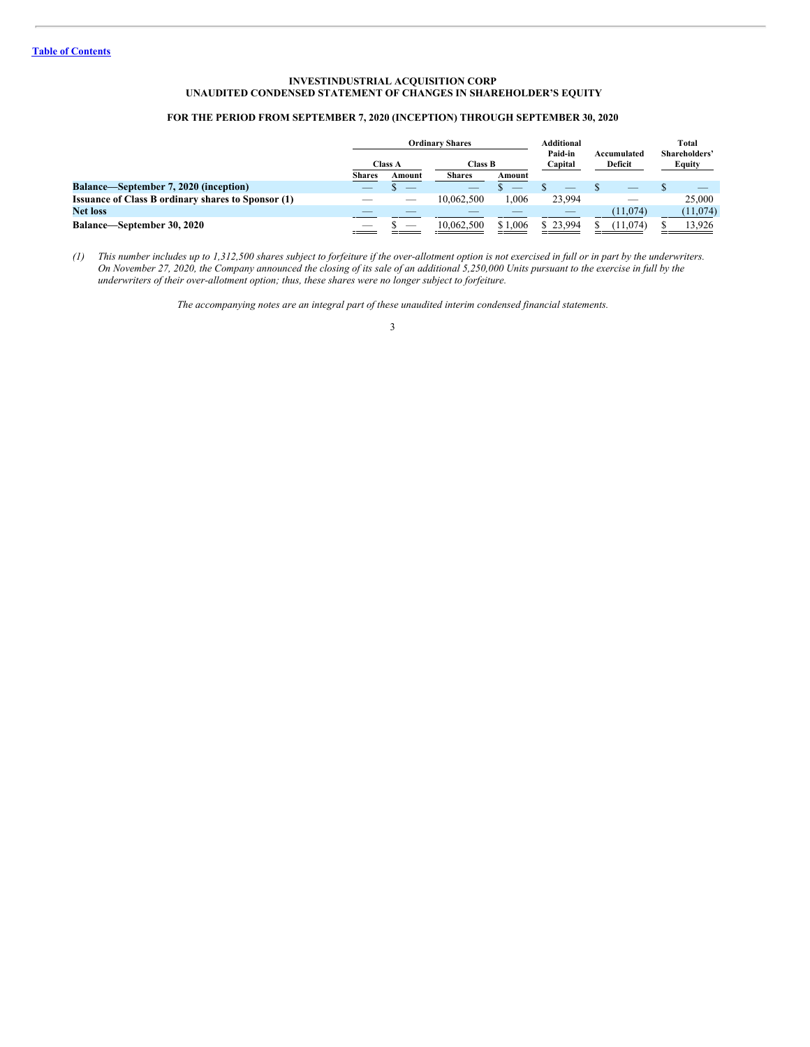[Table of Contents](#)

**INVESTINDUSTRIAL ACQUISITION CORP**
**UNAUDITED CONDENSED STATEMENT OF CHANGES IN SHAREHOLDER'S EQUITY**

**FOR THE PERIOD FROM SEPTEMBER 7, 2020 (INCEPTION) THROUGH SEPTEMBER 30, 2020**

| | Ordinary Shares | | | | Additional Paid-in Capital | Accumulated Deficit | Total Shareholders' Equity |
|---|---|---|---|---|---|---|---|
| | Class A | | Class B | | | | |
| | Shares | Amount | Shares | Amount | | | |
| **Balance—September 7, 2020 (inception)** | — | $ — | — | $ — | $ — | $ — | $ — |
| **Issuance of Class B ordinary shares to Sponsor (1)** | — | — | 10,062,500 | 1,006 | 23,994 | — | 25,000 |
| **Net loss** | — | — | — | — | — | (11,074) | (11,074) |
| **Balance—September 30, 2020** | — | $ — | 10,062,500 | $ 1,006 | $ 23,994 | $ (11,074) | $ 13,926 |

*(1) This number includes up to 1,312,500 shares subject to forfeiture if the over-allotment option is not exercised in full or in part by the underwriters. On November 27, 2020, the Company announced the closing of its sale of an additional 5,250,000 Units pursuant to the exercise in full by the underwriters of their over-allotment option; thus, these shares were no longer subject to forfeiture.*

*The accompanying notes are an integral part of these unaudited interim condensed financial statements.*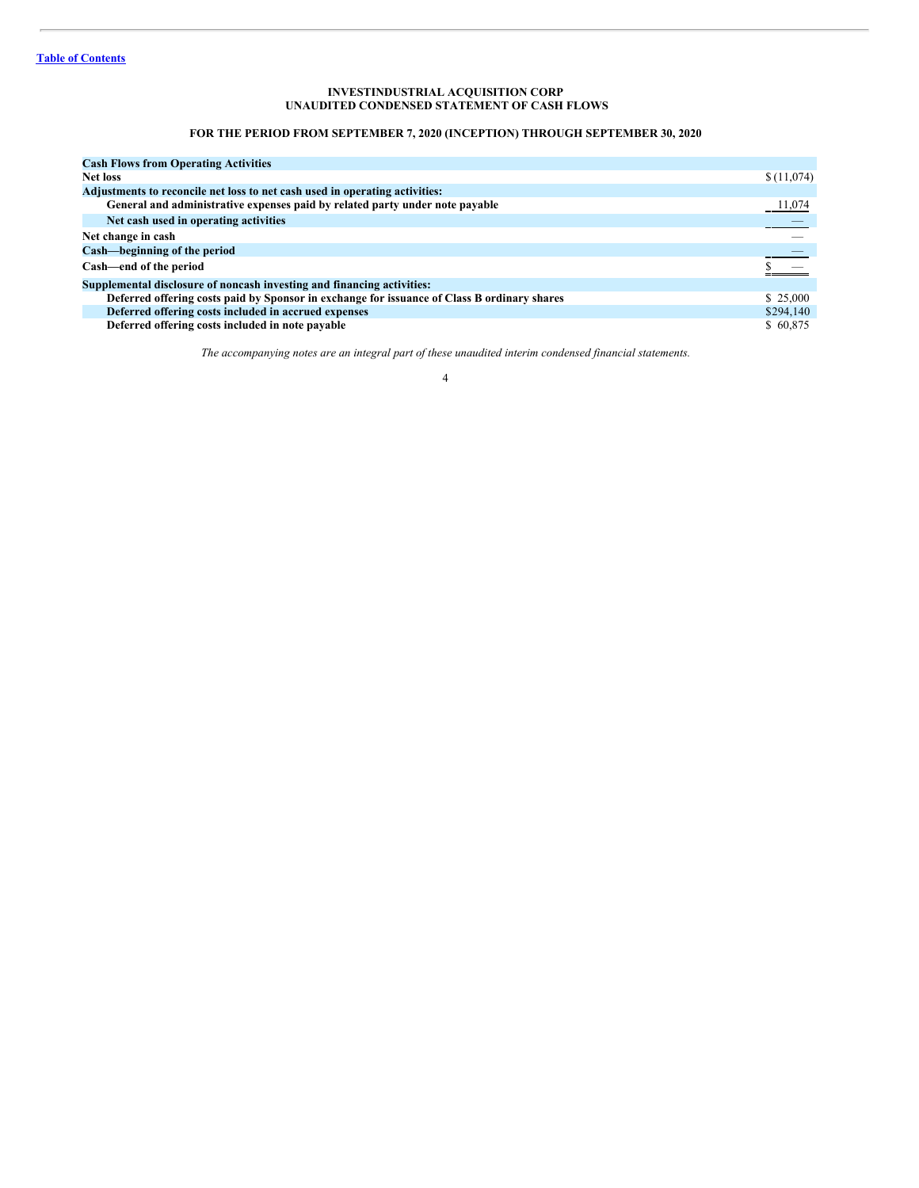**INVESTINDUSTRIAL ACQUISITION CORP**
**UNAUDITED CONDENSED STATEMENT OF CASH FLOWS**

**FOR THE PERIOD FROM SEPTEMBER 7, 2020 (INCEPTION) THROUGH SEPTEMBER 30, 2020**

| | |
|---|---|
| **Cash Flows from Operating Activities** | |
| **Net loss** | $ (11,074) |
| **Adjustments to reconcile net loss to net cash used in operating activities:** | |
| **General and administrative expenses paid by related party under note payable** | 11,074 |
| **Net cash used in operating activities** | — |
| **Net change in cash** | — |
| **Cash—beginning of the period** | — |
| **Cash—end of the period** | $ — |
| **Supplemental disclosure of noncash investing and financing activities:** | |
| **Deferred offering costs paid by Sponsor in exchange for issuance of Class B ordinary shares** | $ 25,000 |
| **Deferred offering costs included in accrued expenses** | $294,140 |
| **Deferred offering costs included in note payable** | $ 60,875 |

*The accompanying notes are an integral part of these unaudited interim condensed financial statements.*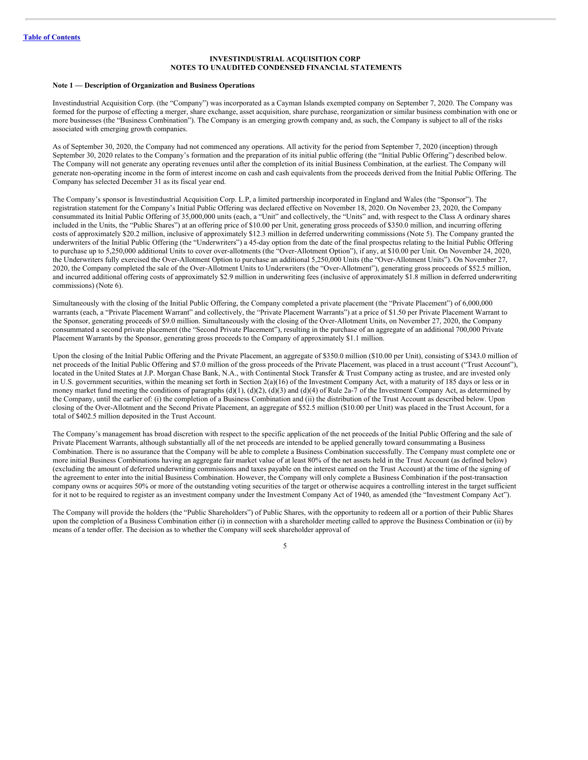**INVESTINDUSTRIAL ACQUISITION CORP**
**NOTES TO UNAUDITED CONDENSED FINANCIAL STATEMENTS**

**Note 1 — Description of Organization and Business Operations**

Investindustrial Acquisition Corp. (the "Company") was incorporated as a Cayman Islands exempted company on September 7, 2020. The Company was formed for the purpose of effecting a merger, share exchange, asset acquisition, share purchase, reorganization or similar business combination with one or more businesses (the "Business Combination"). The Company is an emerging growth company and, as such, the Company is subject to all of the risks associated with emerging growth companies.

As of September 30, 2020, the Company had not commenced any operations. All activity for the period from September 7, 2020 (inception) through September 30, 2020 relates to the Company's formation and the preparation of its initial public offering (the "Initial Public Offering") described below. The Company will not generate any operating revenues until after the completion of its initial Business Combination, at the earliest. The Company will generate non-operating income in the form of interest income on cash and cash equivalents from the proceeds derived from the Initial Public Offering. The Company has selected December 31 as its fiscal year end.

The Company's sponsor is Investindustrial Acquisition Corp. L.P, a limited partnership incorporated in England and Wales (the "Sponsor"). The registration statement for the Company's Initial Public Offering was declared effective on November 18, 2020. On November 23, 2020, the Company consummated its Initial Public Offering of 35,000,000 units (each, a "Unit" and collectively, the "Units" and, with respect to the Class A ordinary shares included in the Units, the "Public Shares") at an offering price of $10.00 per Unit, generating gross proceeds of $350.0 million, and incurring offering costs of approximately $20.2 million, inclusive of approximately $12.3 million in deferred underwriting commissions (Note 5). The Company granted the underwriters of the Initial Public Offering (the "Underwriters") a 45-day option from the date of the final prospectus relating to the Initial Public Offering to purchase up to 5,250,000 additional Units to cover over-allotments (the "Over-Allotment Option"), if any, at $10.00 per Unit. On November 24, 2020, the Underwriters fully exercised the Over-Allotment Option to purchase an additional 5,250,000 Units (the "Over-Allotment Units"). On November 27, 2020, the Company completed the sale of the Over-Allotment Units to Underwriters (the "Over-Allotment"), generating gross proceeds of $52.5 million, and incurred additional offering costs of approximately $2.9 million in underwriting fees (inclusive of approximately $1.8 million in deferred underwriting commissions) (Note 6).

Simultaneously with the closing of the Initial Public Offering, the Company completed a private placement (the "Private Placement") of 6,000,000 warrants (each, a "Private Placement Warrant" and collectively, the "Private Placement Warrants") at a price of $1.50 per Private Placement Warrant to the Sponsor, generating proceeds of $9.0 million. Simultaneously with the closing of the Over-Allotment Units, on November 27, 2020, the Company consummated a second private placement (the "Second Private Placement"), resulting in the purchase of an aggregate of an additional 700,000 Private Placement Warrants by the Sponsor, generating gross proceeds to the Company of approximately $1.1 million.

Upon the closing of the Initial Public Offering and the Private Placement, an aggregate of $350.0 million ($10.00 per Unit), consisting of $343.0 million of net proceeds of the Initial Public Offering and $7.0 million of the gross proceeds of the Private Placement, was placed in a trust account ("Trust Account"), located in the United States at J.P. Morgan Chase Bank, N.A., with Continental Stock Transfer & Trust Company acting as trustee, and are invested only in U.S. government securities, within the meaning set forth in Section 2(a)(16) of the Investment Company Act, with a maturity of 185 days or less or in money market fund meeting the conditions of paragraphs (d)(1), (d)(2), (d)(3) and (d)(4) of Rule 2a-7 of the Investment Company Act, as determined by the Company, until the earlier of: (i) the completion of a Business Combination and (ii) the distribution of the Trust Account as described below. Upon closing of the Over-Allotment and the Second Private Placement, an aggregate of $52.5 million ($10.00 per Unit) was placed in the Trust Account, for a total of $402.5 million deposited in the Trust Account.

The Company's management has broad discretion with respect to the specific application of the net proceeds of the Initial Public Offering and the sale of Private Placement Warrants, although substantially all of the net proceeds are intended to be applied generally toward consummating a Business Combination. There is no assurance that the Company will be able to complete a Business Combination successfully. The Company must complete one or more initial Business Combinations having an aggregate fair market value of at least 80% of the net assets held in the Trust Account (as defined below) (excluding the amount of deferred underwriting commissions and taxes payable on the interest earned on the Trust Account) at the time of the signing of the agreement to enter into the initial Business Combination. However, the Company will only complete a Business Combination if the post-transaction company owns or acquires 50% or more of the outstanding voting securities of the target or otherwise acquires a controlling interest in the target sufficient for it not to be required to register as an investment company under the Investment Company Act of 1940, as amended (the "Investment Company Act").

The Company will provide the holders (the "Public Shareholders") of Public Shares, with the opportunity to redeem all or a portion of their Public Shares upon the completion of a Business Combination either (i) in connection with a shareholder meeting called to approve the Business Combination or (ii) by means of a tender offer. The decision as to whether the Company will seek shareholder approval of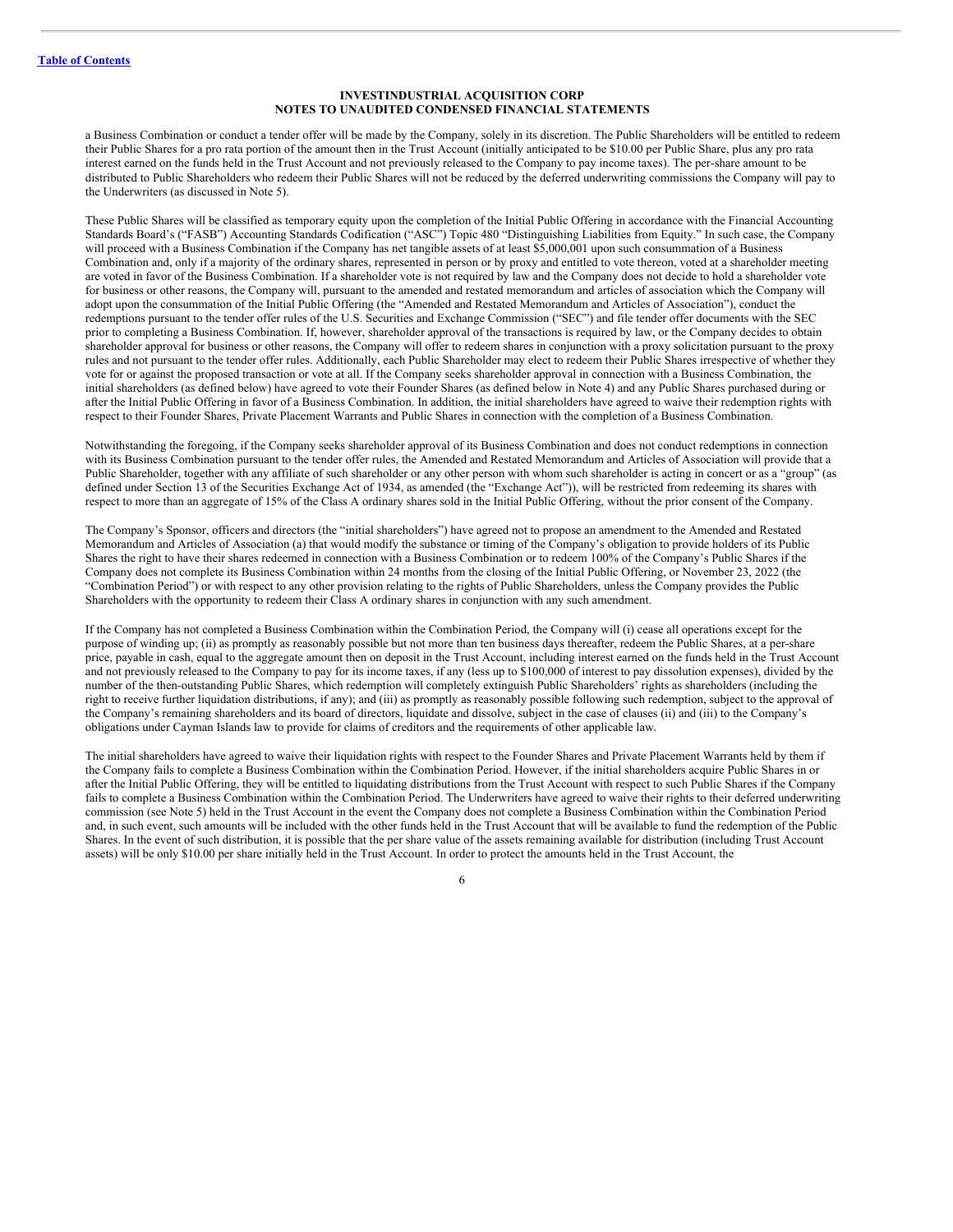# INVESTINDUSTRIAL ACQUISITION CORP
## NOTES TO UNAUDITED CONDENSED FINANCIAL STATEMENTS

a Business Combination or conduct a tender offer will be made by the Company, solely in its discretion. The Public Shareholders will be entitled to redeem their Public Shares for a pro rata portion of the amount then in the Trust Account (initially anticipated to be $10.00 per Public Share, plus any pro rata interest earned on the funds held in the Trust Account and not previously released to the Company to pay income taxes). The per-share amount to be distributed to Public Shareholders who redeem their Public Shares will not be reduced by the deferred underwriting commissions the Company will pay to the Underwriters (as discussed in Note 5).

These Public Shares will be classified as temporary equity upon the completion of the Initial Public Offering in accordance with the Financial Accounting Standards Board's ("FASB") Accounting Standards Codification ("ASC") Topic 480 "Distinguishing Liabilities from Equity." In such case, the Company will proceed with a Business Combination if the Company has net tangible assets of at least $5,000,001 upon such consummation of a Business Combination and, only if a majority of the ordinary shares, represented in person or by proxy and entitled to vote thereon, voted at a shareholder meeting are voted in favor of the Business Combination. If a shareholder vote is not required by law and the Company does not decide to hold a shareholder vote for business or other reasons, the Company will, pursuant to the amended and restated memorandum and articles of association which the Company will adopt upon the consummation of the Initial Public Offering (the "Amended and Restated Memorandum and Articles of Association"), conduct the redemptions pursuant to the tender offer rules of the U.S. Securities and Exchange Commission ("SEC") and file tender offer documents with the SEC prior to completing a Business Combination. If, however, shareholder approval of the transactions is required by law, or the Company decides to obtain shareholder approval for business or other reasons, the Company will offer to redeem shares in conjunction with a proxy solicitation pursuant to the proxy rules and not pursuant to the tender offer rules. Additionally, each Public Shareholder may elect to redeem their Public Shares irrespective of whether they vote for or against the proposed transaction or vote at all. If the Company seeks shareholder approval in connection with a Business Combination, the initial shareholders (as defined below) have agreed to vote their Founder Shares (as defined below in Note 4) and any Public Shares purchased during or after the Initial Public Offering in favor of a Business Combination. In addition, the initial shareholders have agreed to waive their redemption rights with respect to their Founder Shares, Private Placement Warrants and Public Shares in connection with the completion of a Business Combination.

Notwithstanding the foregoing, if the Company seeks shareholder approval of its Business Combination and does not conduct redemptions in connection with its Business Combination pursuant to the tender offer rules, the Amended and Restated Memorandum and Articles of Association will provide that a Public Shareholder, together with any affiliate of such shareholder or any other person with whom such shareholder is acting in concert or as a "group" (as defined under Section 13 of the Securities Exchange Act of 1934, as amended (the "Exchange Act")), will be restricted from redeeming its shares with respect to more than an aggregate of 15% of the Class A ordinary shares sold in the Initial Public Offering, without the prior consent of the Company.

The Company's Sponsor, officers and directors (the "initial shareholders") have agreed not to propose an amendment to the Amended and Restated Memorandum and Articles of Association (a) that would modify the substance or timing of the Company's obligation to provide holders of its Public Shares the right to have their shares redeemed in connection with a Business Combination or to redeem 100% of the Company's Public Shares if the Company does not complete its Business Combination within 24 months from the closing of the Initial Public Offering, or November 23, 2022 (the "Combination Period") or with respect to any other provision relating to the rights of Public Shareholders, unless the Company provides the Public Shareholders with the opportunity to redeem their Class A ordinary shares in conjunction with any such amendment.

If the Company has not completed a Business Combination within the Combination Period, the Company will (i) cease all operations except for the purpose of winding up; (ii) as promptly as reasonably possible but not more than ten business days thereafter, redeem the Public Shares, at a per-share price, payable in cash, equal to the aggregate amount then on deposit in the Trust Account, including interest earned on the funds held in the Trust Account and not previously released to the Company to pay for its income taxes, if any (less up to $100,000 of interest to pay dissolution expenses), divided by the number of the then-outstanding Public Shares, which redemption will completely extinguish Public Shareholders' rights as shareholders (including the right to receive further liquidation distributions, if any); and (iii) as promptly as reasonably possible following such redemption, subject to the approval of the Company's remaining shareholders and its board of directors, liquidate and dissolve, subject in the case of clauses (ii) and (iii) to the Company's obligations under Cayman Islands law to provide for claims of creditors and the requirements of other applicable law.

The initial shareholders have agreed to waive their liquidation rights with respect to the Founder Shares and Private Placement Warrants held by them if the Company fails to complete a Business Combination within the Combination Period. However, if the initial shareholders acquire Public Shares in or after the Initial Public Offering, they will be entitled to liquidating distributions from the Trust Account with respect to such Public Shares if the Company fails to complete a Business Combination within the Combination Period. The Underwriters have agreed to waive their rights to their deferred underwriting commission (see Note 5) held in the Trust Account in the event the Company does not complete a Business Combination within the Combination Period and, in such event, such amounts will be included with the other funds held in the Trust Account that will be available to fund the redemption of the Public Shares. In the event of such distribution, it is possible that the per share value of the assets remaining available for distribution (including Trust Account assets) will be only $10.00 per share initially held in the Trust Account. In order to protect the amounts held in the Trust Account, the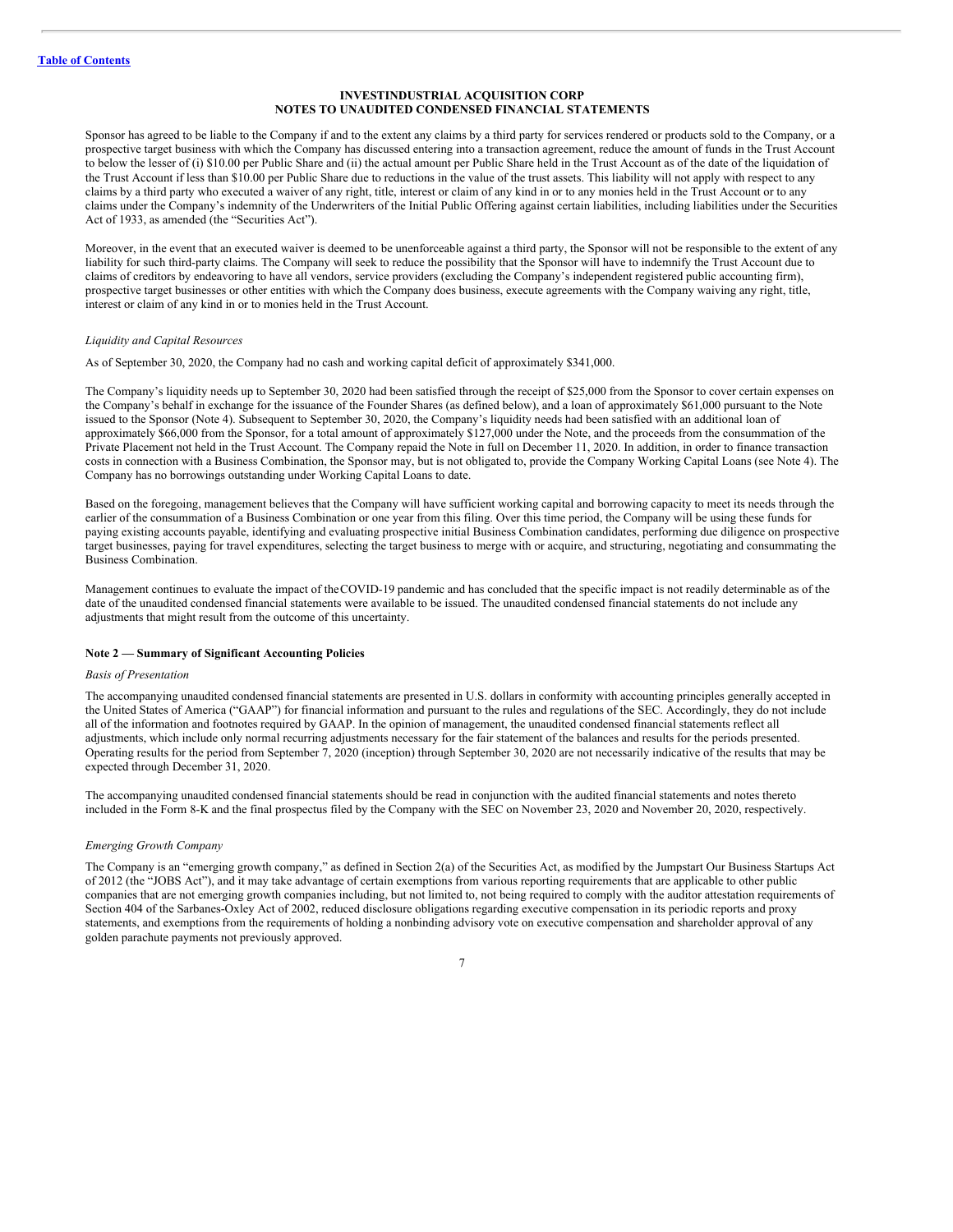Sponsor has agreed to be liable to the Company if and to the extent any claims by a third party for services rendered or products sold to the Company, or a prospective target business with which the Company has discussed entering into a transaction agreement, reduce the amount of funds in the Trust Account to below the lesser of (i) $10.00 per Public Share and (ii) the actual amount per Public Share held in the Trust Account as of the date of the liquidation of the Trust Account if less than $10.00 per Public Share due to reductions in the value of the trust assets. This liability will not apply with respect to any claims by a third party who executed a waiver of any right, title, interest or claim of any kind in or to any monies held in the Trust Account or to any claims under the Company's indemnity of the Underwriters of the Initial Public Offering against certain liabilities, including liabilities under the Securities Act of 1933, as amended (the "Securities Act").

Moreover, in the event that an executed waiver is deemed to be unenforceable against a third party, the Sponsor will not be responsible to the extent of any liability for such third-party claims. The Company will seek to reduce the possibility that the Sponsor will have to indemnify the Trust Account due to claims of creditors by endeavoring to have all vendors, service providers (excluding the Company's independent registered public accounting firm), prospective target businesses or other entities with which the Company does business, execute agreements with the Company waiving any right, title, interest or claim of any kind in or to monies held in the Trust Account.

*Liquidity and Capital Resources*

As of September 30, 2020, the Company had no cash and working capital deficit of approximately $341,000.

The Company's liquidity needs up to September 30, 2020 had been satisfied through the receipt of $25,000 from the Sponsor to cover certain expenses on the Company's behalf in exchange for the issuance of the Founder Shares (as defined below), and a loan of approximately $61,000 pursuant to the Note issued to the Sponsor (Note 4). Subsequent to September 30, 2020, the Company's liquidity needs had been satisfied with an additional loan of approximately $66,000 from the Sponsor, for a total amount of approximately $127,000 under the Note, and the proceeds from the consummation of the Private Placement not held in the Trust Account. The Company repaid the Note in full on December 11, 2020. In addition, in order to finance transaction costs in connection with a Business Combination, the Sponsor may, but is not obligated to, provide the Company Working Capital Loans (see Note 4). The Company has no borrowings outstanding under Working Capital Loans to date.

Based on the foregoing, management believes that the Company will have sufficient working capital and borrowing capacity to meet its needs through the earlier of the consummation of a Business Combination or one year from this filing. Over this time period, the Company will be using these funds for paying existing accounts payable, identifying and evaluating prospective initial Business Combination candidates, performing due diligence on prospective target businesses, paying for travel expenditures, selecting the target business to merge with or acquire, and structuring, negotiating and consummating the Business Combination.

Management continues to evaluate the impact of the COVID-19 pandemic and has concluded that the specific impact is not readily determinable as of the date of the unaudited condensed financial statements were available to be issued. The unaudited condensed financial statements do not include any adjustments that might result from the outcome of this uncertainty.

**Note 2 — Summary of Significant Accounting Policies**

*Basis of Presentation*

The accompanying unaudited condensed financial statements are presented in U.S. dollars in conformity with accounting principles generally accepted in the United States of America ("GAAP") for financial information and pursuant to the rules and regulations of the SEC. Accordingly, they do not include all of the information and footnotes required by GAAP. In the opinion of management, the unaudited condensed financial statements reflect all adjustments, which include only normal recurring adjustments necessary for the fair statement of the balances and results for the periods presented. Operating results for the period from September 7, 2020 (inception) through September 30, 2020 are not necessarily indicative of the results that may be expected through December 31, 2020.

The accompanying unaudited condensed financial statements should be read in conjunction with the audited financial statements and notes thereto included in the Form 8-K and the final prospectus filed by the Company with the SEC on November 23, 2020 and November 20, 2020, respectively.

*Emerging Growth Company*

The Company is an "emerging growth company," as defined in Section 2(a) of the Securities Act, as modified by the Jumpstart Our Business Startups Act of 2012 (the "JOBS Act"), and it may take advantage of certain exemptions from various reporting requirements that are applicable to other public companies that are not emerging growth companies including, but not limited to, not being required to comply with the auditor attestation requirements of Section 404 of the Sarbanes-Oxley Act of 2002, reduced disclosure obligations regarding executive compensation in its periodic reports and proxy statements, and exemptions from the requirements of holding a nonbinding advisory vote on executive compensation and shareholder approval of any golden parachute payments not previously approved.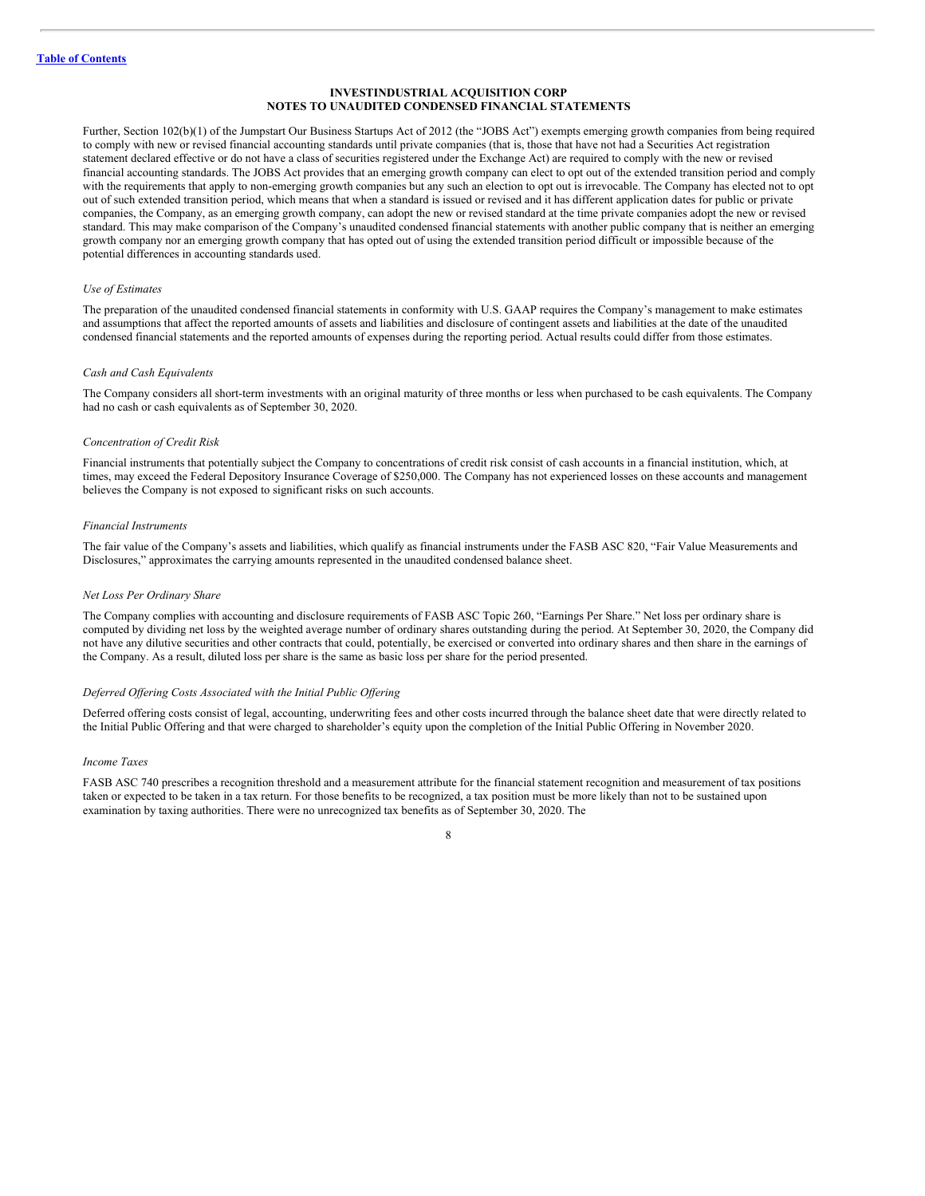INVESTINDUSTRIAL ACQUISITION CORP
NOTES TO UNAUDITED CONDENSED FINANCIAL STATEMENTS

Further, Section 102(b)(1) of the Jumpstart Our Business Startups Act of 2012 (the "JOBS Act") exempts emerging growth companies from being required to comply with new or revised financial accounting standards until private companies (that is, those that have not had a Securities Act registration statement declared effective or do not have a class of securities registered under the Exchange Act) are required to comply with the new or revised financial accounting standards. The JOBS Act provides that an emerging growth company can elect to opt out of the extended transition period and comply with the requirements that apply to non-emerging growth companies but any such an election to opt out is irrevocable. The Company has elected not to opt out of such extended transition period, which means that when a standard is issued or revised and it has different application dates for public or private companies, the Company, as an emerging growth company, can adopt the new or revised standard at the time private companies adopt the new or revised standard. This may make comparison of the Company's unaudited condensed financial statements with another public company that is neither an emerging growth company nor an emerging growth company that has opted out of using the extended transition period difficult or impossible because of the potential differences in accounting standards used.

*Use of Estimates*

The preparation of the unaudited condensed financial statements in conformity with U.S. GAAP requires the Company's management to make estimates and assumptions that affect the reported amounts of assets and liabilities and disclosure of contingent assets and liabilities at the date of the unaudited condensed financial statements and the reported amounts of expenses during the reporting period. Actual results could differ from those estimates.

*Cash and Cash Equivalents*

The Company considers all short-term investments with an original maturity of three months or less when purchased to be cash equivalents. The Company had no cash or cash equivalents as of September 30, 2020.

*Concentration of Credit Risk*

Financial instruments that potentially subject the Company to concentrations of credit risk consist of cash accounts in a financial institution, which, at times, may exceed the Federal Depository Insurance Coverage of $250,000. The Company has not experienced losses on these accounts and management believes the Company is not exposed to significant risks on such accounts.

*Financial Instruments*

The fair value of the Company's assets and liabilities, which qualify as financial instruments under the FASB ASC 820, "Fair Value Measurements and Disclosures," approximates the carrying amounts represented in the unaudited condensed balance sheet.

*Net Loss Per Ordinary Share*

The Company complies with accounting and disclosure requirements of FASB ASC Topic 260, "Earnings Per Share." Net loss per ordinary share is computed by dividing net loss by the weighted average number of ordinary shares outstanding during the period. At September 30, 2020, the Company did not have any dilutive securities and other contracts that could, potentially, be exercised or converted into ordinary shares and then share in the earnings of the Company. As a result, diluted loss per share is the same as basic loss per share for the period presented.

*Deferred Offering Costs Associated with the Initial Public Offering*

Deferred offering costs consist of legal, accounting, underwriting fees and other costs incurred through the balance sheet date that were directly related to the Initial Public Offering and that were charged to shareholder's equity upon the completion of the Initial Public Offering in November 2020.

*Income Taxes*

FASB ASC 740 prescribes a recognition threshold and a measurement attribute for the financial statement recognition and measurement of tax positions taken or expected to be taken in a tax return. For those benefits to be recognized, a tax position must be more likely than not to be sustained upon examination by taxing authorities. There were no unrecognized tax benefits as of September 30, 2020. The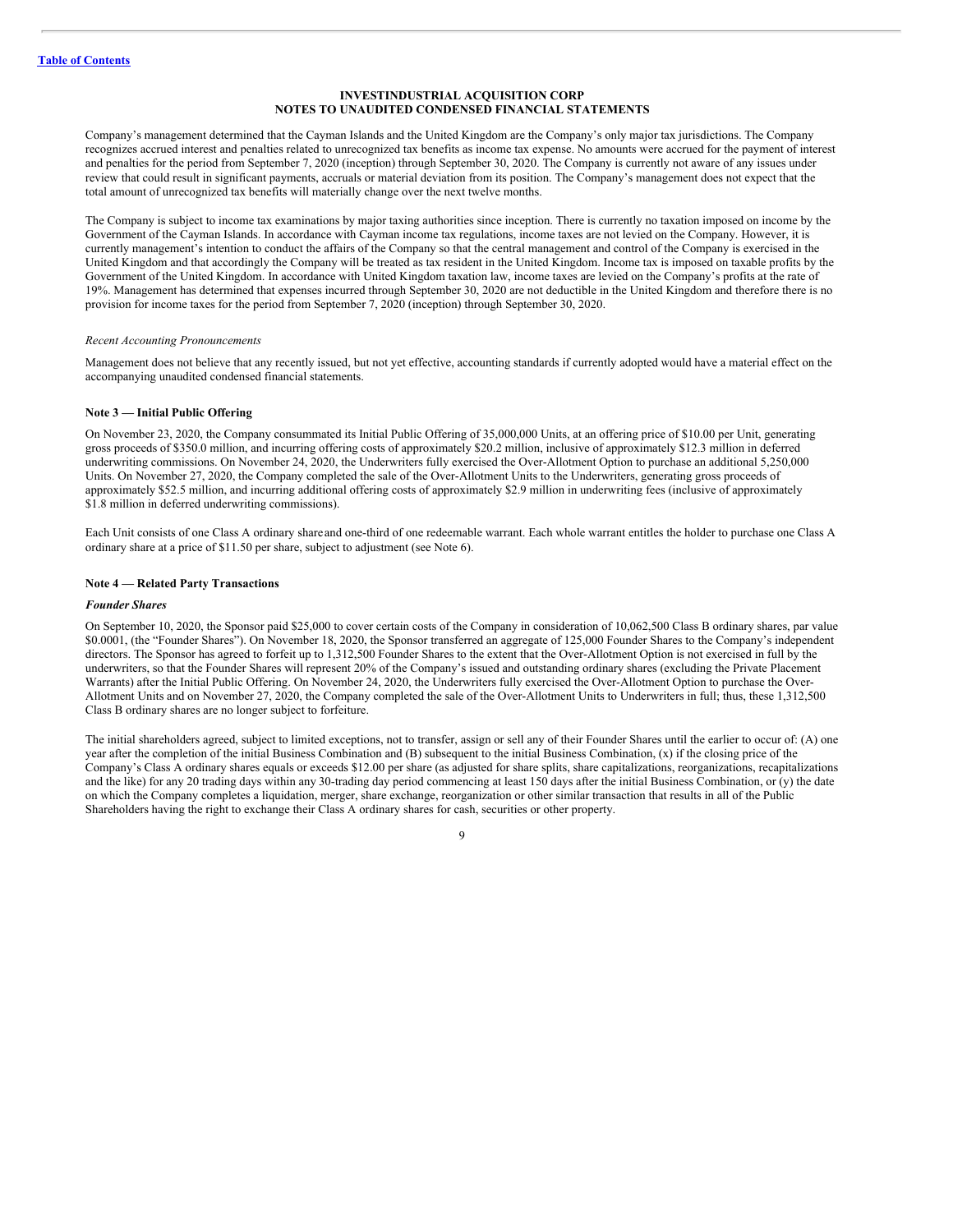Company's management determined that the Cayman Islands and the United Kingdom are the Company's only major tax jurisdictions. The Company recognizes accrued interest and penalties related to unrecognized tax benefits as income tax expense. No amounts were accrued for the payment of interest and penalties for the period from September 7, 2020 (inception) through September 30, 2020. The Company is currently not aware of any issues under review that could result in significant payments, accruals or material deviation from its position. The Company's management does not expect that the total amount of unrecognized tax benefits will materially change over the next twelve months.

The Company is subject to income tax examinations by major taxing authorities since inception. There is currently no taxation imposed on income by the Government of the Cayman Islands. In accordance with Cayman income tax regulations, income taxes are not levied on the Company. However, it is currently management's intention to conduct the affairs of the Company so that the central management and control of the Company is exercised in the United Kingdom and that accordingly the Company will be treated as tax resident in the United Kingdom. Income tax is imposed on taxable profits by the Government of the United Kingdom. In accordance with United Kingdom taxation law, income taxes are levied on the Company's profits at the rate of 19%. Management has determined that expenses incurred through September 30, 2020 are not deductible in the United Kingdom and therefore there is no provision for income taxes for the period from September 7, 2020 (inception) through September 30, 2020.

*Recent Accounting Pronouncements*

Management does not believe that any recently issued, but not yet effective, accounting standards if currently adopted would have a material effect on the accompanying unaudited condensed financial statements.

### Note 3 — Initial Public Offering

On November 23, 2020, the Company consummated its Initial Public Offering of 35,000,000 Units, at an offering price of $10.00 per Unit, generating gross proceeds of $350.0 million, and incurring offering costs of approximately $20.2 million, inclusive of approximately $12.3 million in deferred underwriting commissions. On November 24, 2020, the Underwriters fully exercised the Over-Allotment Option to purchase an additional 5,250,000 Units. On November 27, 2020, the Company completed the sale of the Over-Allotment Units to the Underwriters, generating gross proceeds of approximately $52.5 million, and incurring additional offering costs of approximately $2.9 million in underwriting fees (inclusive of approximately $1.8 million in deferred underwriting commissions).

Each Unit consists of one Class A ordinary share and one-third of one redeemable warrant. Each whole warrant entitles the holder to purchase one Class A ordinary share at a price of $11.50 per share, subject to adjustment (see Note 6).

### Note 4 — Related Party Transactions

***Founder Shares***

On September 10, 2020, the Sponsor paid $25,000 to cover certain costs of the Company in consideration of 10,062,500 Class B ordinary shares, par value $0.0001, (the "Founder Shares"). On November 18, 2020, the Sponsor transferred an aggregate of 125,000 Founder Shares to the Company's independent directors. The Sponsor has agreed to forfeit up to 1,312,500 Founder Shares to the extent that the Over-Allotment Option is not exercised in full by the underwriters, so that the Founder Shares will represent 20% of the Company's issued and outstanding ordinary shares (excluding the Private Placement Warrants) after the Initial Public Offering. On November 24, 2020, the Underwriters fully exercised the Over-Allotment Option to purchase the Over-Allotment Units and on November 27, 2020, the Company completed the sale of the Over-Allotment Units to Underwriters in full; thus, these 1,312,500 Class B ordinary shares are no longer subject to forfeiture.

The initial shareholders agreed, subject to limited exceptions, not to transfer, assign or sell any of their Founder Shares until the earlier to occur of: (A) one year after the completion of the initial Business Combination and (B) subsequent to the initial Business Combination, (x) if the closing price of the Company's Class A ordinary shares equals or exceeds $12.00 per share (as adjusted for share splits, share capitalizations, reorganizations, recapitalizations and the like) for any 20 trading days within any 30-trading day period commencing at least 150 days after the initial Business Combination, or (y) the date on which the Company completes a liquidation, merger, share exchange, reorganization or other similar transaction that results in all of the Public Shareholders having the right to exchange their Class A ordinary shares for cash, securities or other property.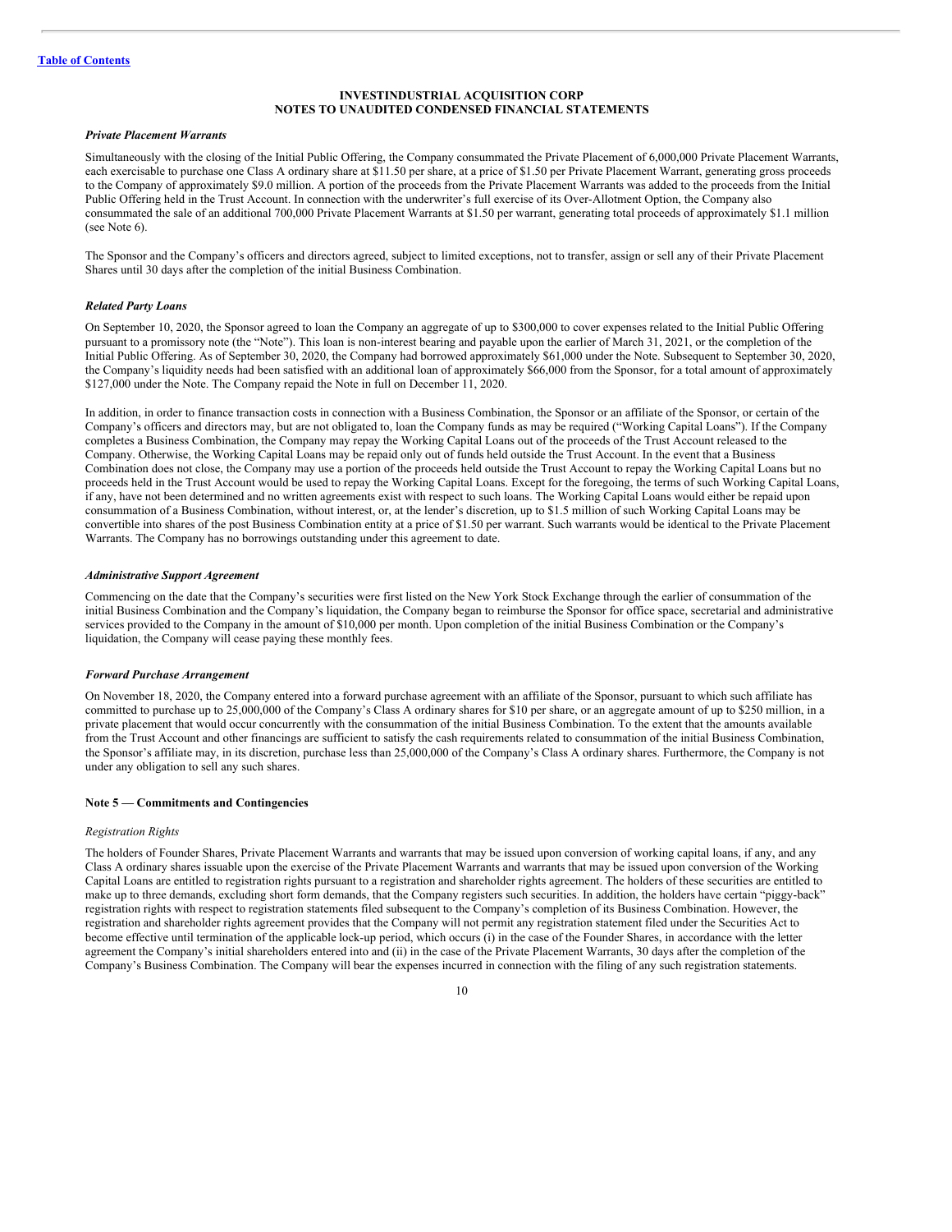**INVESTINDUSTRIAL ACQUISITION CORP**
**NOTES TO UNAUDITED CONDENSED FINANCIAL STATEMENTS**

***Private Placement Warrants***

Simultaneously with the closing of the Initial Public Offering, the Company consummated the Private Placement of 6,000,000 Private Placement Warrants, each exercisable to purchase one Class A ordinary share at $11.50 per share, at a price of $1.50 per Private Placement Warrant, generating gross proceeds to the Company of approximately $9.0 million. A portion of the proceeds from the Private Placement Warrants was added to the proceeds from the Initial Public Offering held in the Trust Account. In connection with the underwriter's full exercise of its Over-Allotment Option, the Company also consummated the sale of an additional 700,000 Private Placement Warrants at $1.50 per warrant, generating total proceeds of approximately $1.1 million (see Note 6).

The Sponsor and the Company's officers and directors agreed, subject to limited exceptions, not to transfer, assign or sell any of their Private Placement Shares until 30 days after the completion of the initial Business Combination.

***Related Party Loans***

On September 10, 2020, the Sponsor agreed to loan the Company an aggregate of up to $300,000 to cover expenses related to the Initial Public Offering pursuant to a promissory note (the "Note"). This loan is non-interest bearing and payable upon the earlier of March 31, 2021, or the completion of the Initial Public Offering. As of September 30, 2020, the Company had borrowed approximately $61,000 under the Note. Subsequent to September 30, 2020, the Company's liquidity needs had been satisfied with an additional loan of approximately $66,000 from the Sponsor, for a total amount of approximately $127,000 under the Note. The Company repaid the Note in full on December 11, 2020.

In addition, in order to finance transaction costs in connection with a Business Combination, the Sponsor or an affiliate of the Sponsor, or certain of the Company's officers and directors may, but are not obligated to, loan the Company funds as may be required ("Working Capital Loans"). If the Company completes a Business Combination, the Company may repay the Working Capital Loans out of the proceeds of the Trust Account released to the Company. Otherwise, the Working Capital Loans may be repaid only out of funds held outside the Trust Account. In the event that a Business Combination does not close, the Company may use a portion of the proceeds held outside the Trust Account to repay the Working Capital Loans but no proceeds held in the Trust Account would be used to repay the Working Capital Loans. Except for the foregoing, the terms of such Working Capital Loans, if any, have not been determined and no written agreements exist with respect to such loans. The Working Capital Loans would either be repaid upon consummation of a Business Combination, without interest, or, at the lender's discretion, up to $1.5 million of such Working Capital Loans may be convertible into shares of the post Business Combination entity at a price of $1.50 per warrant. Such warrants would be identical to the Private Placement Warrants. The Company has no borrowings outstanding under this agreement to date.

***Administrative Support Agreement***

Commencing on the date that the Company's securities were first listed on the New York Stock Exchange through the earlier of consummation of the initial Business Combination and the Company's liquidation, the Company began to reimburse the Sponsor for office space, secretarial and administrative services provided to the Company in the amount of $10,000 per month. Upon completion of the initial Business Combination or the Company's liquidation, the Company will cease paying these monthly fees.

***Forward Purchase Arrangement***

On November 18, 2020, the Company entered into a forward purchase agreement with an affiliate of the Sponsor, pursuant to which such affiliate has committed to purchase up to 25,000,000 of the Company's Class A ordinary shares for $10 per share, or an aggregate amount of up to $250 million, in a private placement that would occur concurrently with the consummation of the initial Business Combination. To the extent that the amounts available from the Trust Account and other financings are sufficient to satisfy the cash requirements related to consummation of the initial Business Combination, the Sponsor's affiliate may, in its discretion, purchase less than 25,000,000 of the Company's Class A ordinary shares. Furthermore, the Company is not under any obligation to sell any such shares.

**Note 5 — Commitments and Contingencies**

*Registration Rights*

The holders of Founder Shares, Private Placement Warrants and warrants that may be issued upon conversion of working capital loans, if any, and any Class A ordinary shares issuable upon the exercise of the Private Placement Warrants and warrants that may be issued upon conversion of the Working Capital Loans are entitled to registration rights pursuant to a registration and shareholder rights agreement. The holders of these securities are entitled to make up to three demands, excluding short form demands, that the Company registers such securities. In addition, the holders have certain "piggy-back" registration rights with respect to registration statements filed subsequent to the Company's completion of its Business Combination. However, the registration and shareholder rights agreement provides that the Company will not permit any registration statement filed under the Securities Act to become effective until termination of the applicable lock-up period, which occurs (i) in the case of the Founder Shares, in accordance with the letter agreement the Company's initial shareholders entered into and (ii) in the case of the Private Placement Warrants, 30 days after the completion of the Company's Business Combination. The Company will bear the expenses incurred in connection with the filing of any such registration statements.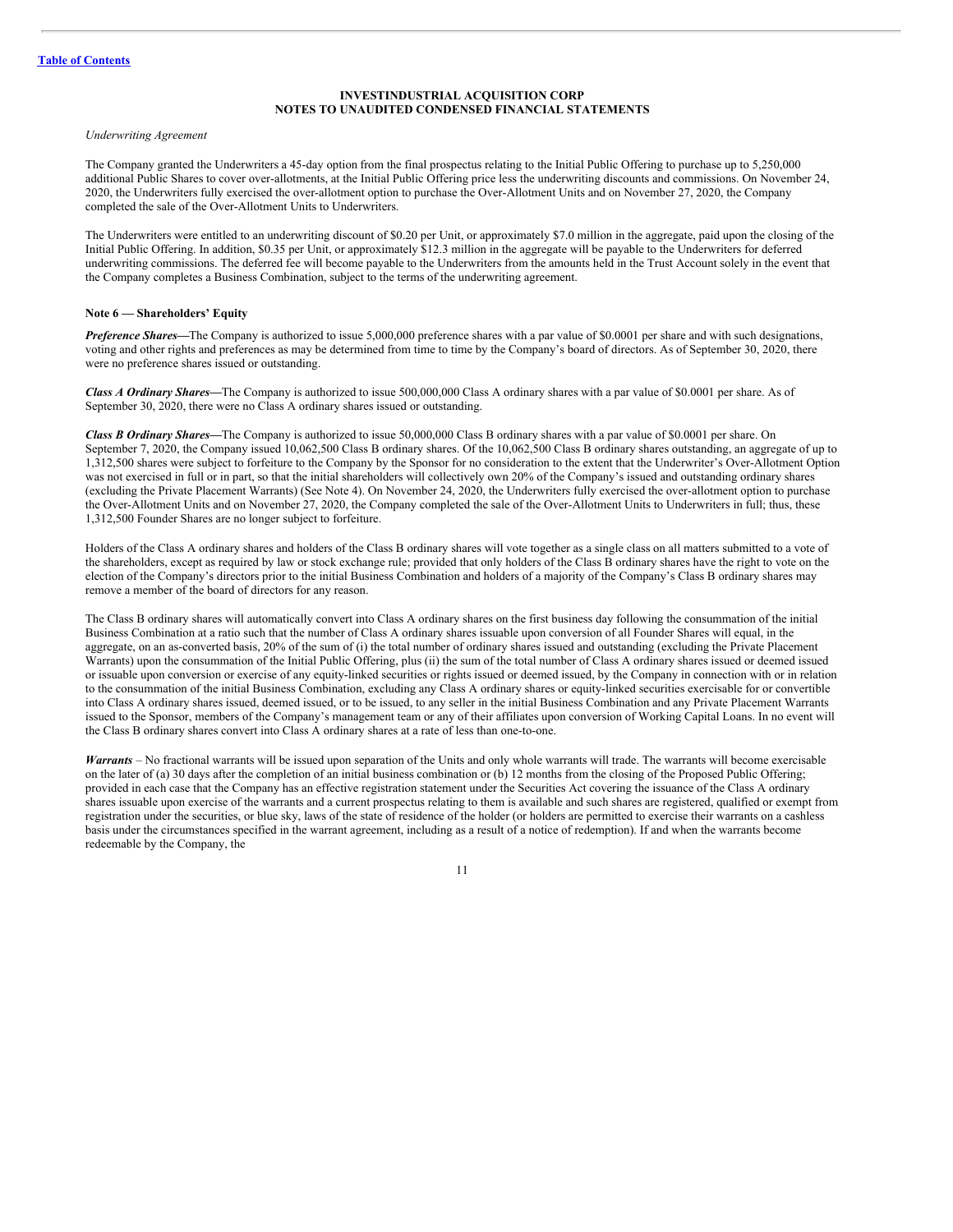**INVESTINDUSTRIAL ACQUISITION CORP**
**NOTES TO UNAUDITED CONDENSED FINANCIAL STATEMENTS**

*Underwriting Agreement*

The Company granted the Underwriters a 45-day option from the final prospectus relating to the Initial Public Offering to purchase up to 5,250,000 additional Public Shares to cover over-allotments, at the Initial Public Offering price less the underwriting discounts and commissions. On November 24, 2020, the Underwriters fully exercised the over-allotment option to purchase the Over-Allotment Units and on November 27, 2020, the Company completed the sale of the Over-Allotment Units to Underwriters.

The Underwriters were entitled to an underwriting discount of $0.20 per Unit, or approximately $7.0 million in the aggregate, paid upon the closing of the Initial Public Offering. In addition, $0.35 per Unit, or approximately $12.3 million in the aggregate will be payable to the Underwriters for deferred underwriting commissions. The deferred fee will become payable to the Underwriters from the amounts held in the Trust Account solely in the event that the Company completes a Business Combination, subject to the terms of the underwriting agreement.

**Note 6 — Shareholders' Equity**

***Preference Shares***—The Company is authorized to issue 5,000,000 preference shares with a par value of $0.0001 per share and with such designations, voting and other rights and preferences as may be determined from time to time by the Company's board of directors. As of September 30, 2020, there were no preference shares issued or outstanding.

***Class A Ordinary Shares***—The Company is authorized to issue 500,000,000 Class A ordinary shares with a par value of $0.0001 per share. As of September 30, 2020, there were no Class A ordinary shares issued or outstanding.

***Class B Ordinary Shares***—The Company is authorized to issue 50,000,000 Class B ordinary shares with a par value of $0.0001 per share. On September 7, 2020, the Company issued 10,062,500 Class B ordinary shares. Of the 10,062,500 Class B ordinary shares outstanding, an aggregate of up to 1,312,500 shares were subject to forfeiture to the Company by the Sponsor for no consideration to the extent that the Underwriter's Over-Allotment Option was not exercised in full or in part, so that the initial shareholders will collectively own 20% of the Company's issued and outstanding ordinary shares (excluding the Private Placement Warrants) (See Note 4). On November 24, 2020, the Underwriters fully exercised the over-allotment option to purchase the Over-Allotment Units and on November 27, 2020, the Company completed the sale of the Over-Allotment Units to Underwriters in full; thus, these 1,312,500 Founder Shares are no longer subject to forfeiture.

Holders of the Class A ordinary shares and holders of the Class B ordinary shares will vote together as a single class on all matters submitted to a vote of the shareholders, except as required by law or stock exchange rule; provided that only holders of the Class B ordinary shares have the right to vote on the election of the Company's directors prior to the initial Business Combination and holders of a majority of the Company's Class B ordinary shares may remove a member of the board of directors for any reason.

The Class B ordinary shares will automatically convert into Class A ordinary shares on the first business day following the consummation of the initial Business Combination at a ratio such that the number of Class A ordinary shares issuable upon conversion of all Founder Shares will equal, in the aggregate, on an as-converted basis, 20% of the sum of (i) the total number of ordinary shares issued and outstanding (excluding the Private Placement Warrants) upon the consummation of the Initial Public Offering, plus (ii) the sum of the total number of Class A ordinary shares issued or deemed issued or issuable upon conversion or exercise of any equity-linked securities or rights issued or deemed issued, by the Company in connection with or in relation to the consummation of the initial Business Combination, excluding any Class A ordinary shares or equity-linked securities exercisable for or convertible into Class A ordinary shares issued, deemed issued, or to be issued, to any seller in the initial Business Combination and any Private Placement Warrants issued to the Sponsor, members of the Company's management team or any of their affiliates upon conversion of Working Capital Loans. In no event will the Class B ordinary shares convert into Class A ordinary shares at a rate of less than one-to-one.

***Warrants*** – No fractional warrants will be issued upon separation of the Units and only whole warrants will trade. The warrants will become exercisable on the later of (a) 30 days after the completion of an initial business combination or (b) 12 months from the closing of the Proposed Public Offering; provided in each case that the Company has an effective registration statement under the Securities Act covering the issuance of the Class A ordinary shares issuable upon exercise of the warrants and a current prospectus relating to them is available and such shares are registered, qualified or exempt from registration under the securities, or blue sky, laws of the state of residence of the holder (or holders are permitted to exercise their warrants on a cashless basis under the circumstances specified in the warrant agreement, including as a result of a notice of redemption). If and when the warrants become redeemable by the Company, the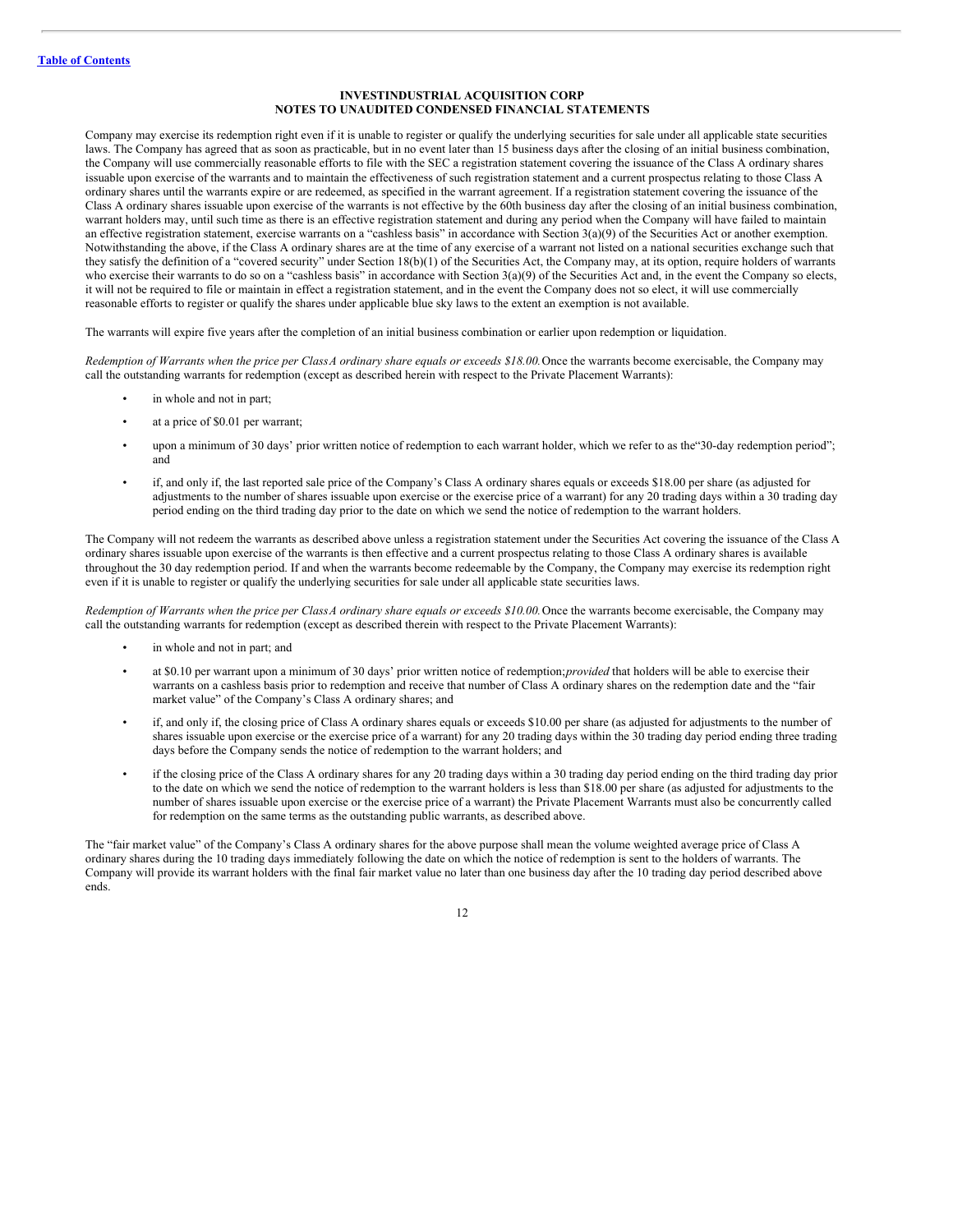**INVESTINDUSTRIAL ACQUISITION CORP**
**NOTES TO UNAUDITED CONDENSED FINANCIAL STATEMENTS**

Company may exercise its redemption right even if it is unable to register or qualify the underlying securities for sale under all applicable state securities laws. The Company has agreed that as soon as practicable, but in no event later than 15 business days after the closing of an initial business combination, the Company will use commercially reasonable efforts to file with the SEC a registration statement covering the issuance of the Class A ordinary shares issuable upon exercise of the warrants and to maintain the effectiveness of such registration statement and a current prospectus relating to those Class A ordinary shares until the warrants expire or are redeemed, as specified in the warrant agreement. If a registration statement covering the issuance of the Class A ordinary shares issuable upon exercise of the warrants is not effective by the 60th business day after the closing of an initial business combination, warrant holders may, until such time as there is an effective registration statement and during any period when the Company will have failed to maintain an effective registration statement, exercise warrants on a "cashless basis" in accordance with Section 3(a)(9) of the Securities Act or another exemption. Notwithstanding the above, if the Class A ordinary shares are at the time of any exercise of a warrant not listed on a national securities exchange such that they satisfy the definition of a "covered security" under Section 18(b)(1) of the Securities Act, the Company may, at its option, require holders of warrants who exercise their warrants to do so on a "cashless basis" in accordance with Section 3(a)(9) of the Securities Act and, in the event the Company so elects, it will not be required to file or maintain in effect a registration statement, and in the event the Company does not so elect, it will use commercially reasonable efforts to register or qualify the shares under applicable blue sky laws to the extent an exemption is not available.

The warrants will expire five years after the completion of an initial business combination or earlier upon redemption or liquidation.

*Redemption of Warrants when the price per Class A ordinary share equals or exceeds $18.00.* Once the warrants become exercisable, the Company may call the outstanding warrants for redemption (except as described herein with respect to the Private Placement Warrants):

- in whole and not in part;
- at a price of $0.01 per warrant;
- upon a minimum of 30 days' prior written notice of redemption to each warrant holder, which we refer to as the"30-day redemption period"; and
- if, and only if, the last reported sale price of the Company's Class A ordinary shares equals or exceeds $18.00 per share (as adjusted for adjustments to the number of shares issuable upon exercise or the exercise price of a warrant) for any 20 trading days within a 30 trading day period ending on the third trading day prior to the date on which we send the notice of redemption to the warrant holders.

The Company will not redeem the warrants as described above unless a registration statement under the Securities Act covering the issuance of the Class A ordinary shares issuable upon exercise of the warrants is then effective and a current prospectus relating to those Class A ordinary shares is available throughout the 30 day redemption period. If and when the warrants become redeemable by the Company, the Company may exercise its redemption right even if it is unable to register or qualify the underlying securities for sale under all applicable state securities laws.

*Redemption of Warrants when the price per Class A ordinary share equals or exceeds $10.00.* Once the warrants become exercisable, the Company may call the outstanding warrants for redemption (except as described therein with respect to the Private Placement Warrants):

- in whole and not in part; and
- at $0.10 per warrant upon a minimum of 30 days' prior written notice of redemption; *provided* that holders will be able to exercise their warrants on a cashless basis prior to redemption and receive that number of Class A ordinary shares on the redemption date and the "fair market value" of the Company's Class A ordinary shares; and
- if, and only if, the closing price of Class A ordinary shares equals or exceeds $10.00 per share (as adjusted for adjustments to the number of shares issuable upon exercise or the exercise price of a warrant) for any 20 trading days within the 30 trading day period ending three trading days before the Company sends the notice of redemption to the warrant holders; and
- if the closing price of the Class A ordinary shares for any 20 trading days within a 30 trading day period ending on the third trading day prior to the date on which we send the notice of redemption to the warrant holders is less than $18.00 per share (as adjusted for adjustments to the number of shares issuable upon exercise or the exercise price of a warrant) the Private Placement Warrants must also be concurrently called for redemption on the same terms as the outstanding public warrants, as described above.

The "fair market value" of the Company's Class A ordinary shares for the above purpose shall mean the volume weighted average price of Class A ordinary shares during the 10 trading days immediately following the date on which the notice of redemption is sent to the holders of warrants. The Company will provide its warrant holders with the final fair market value no later than one business day after the 10 trading day period described above ends.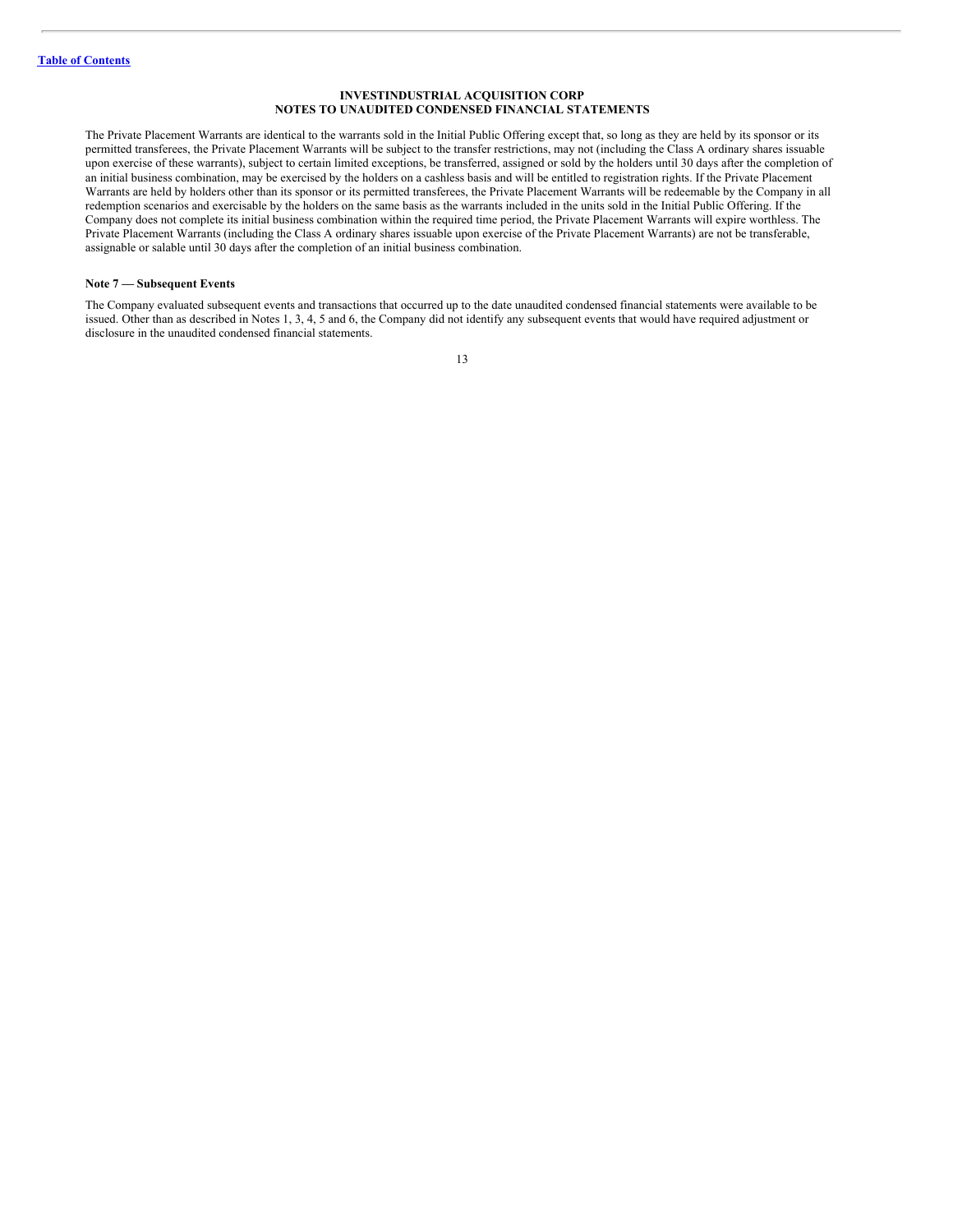**INVESTINDUSTRIAL ACQUISITION CORP**
**NOTES TO UNAUDITED CONDENSED FINANCIAL STATEMENTS**

The Private Placement Warrants are identical to the warrants sold in the Initial Public Offering except that, so long as they are held by its sponsor or its permitted transferees, the Private Placement Warrants will be subject to the transfer restrictions, may not (including the Class A ordinary shares issuable upon exercise of these warrants), subject to certain limited exceptions, be transferred, assigned or sold by the holders until 30 days after the completion of an initial business combination, may be exercised by the holders on a cashless basis and will be entitled to registration rights. If the Private Placement Warrants are held by holders other than its sponsor or its permitted transferees, the Private Placement Warrants will be redeemable by the Company in all redemption scenarios and exercisable by the holders on the same basis as the warrants included in the units sold in the Initial Public Offering. If the Company does not complete its initial business combination within the required time period, the Private Placement Warrants will expire worthless. The Private Placement Warrants (including the Class A ordinary shares issuable upon exercise of the Private Placement Warrants) are not be transferable, assignable or salable until 30 days after the completion of an initial business combination.

**Note 7 — Subsequent Events**

The Company evaluated subsequent events and transactions that occurred up to the date unaudited condensed financial statements were available to be issued. Other than as described in Notes 1, 3, 4, 5 and 6, the Company did not identify any subsequent events that would have required adjustment or disclosure in the unaudited condensed financial statements.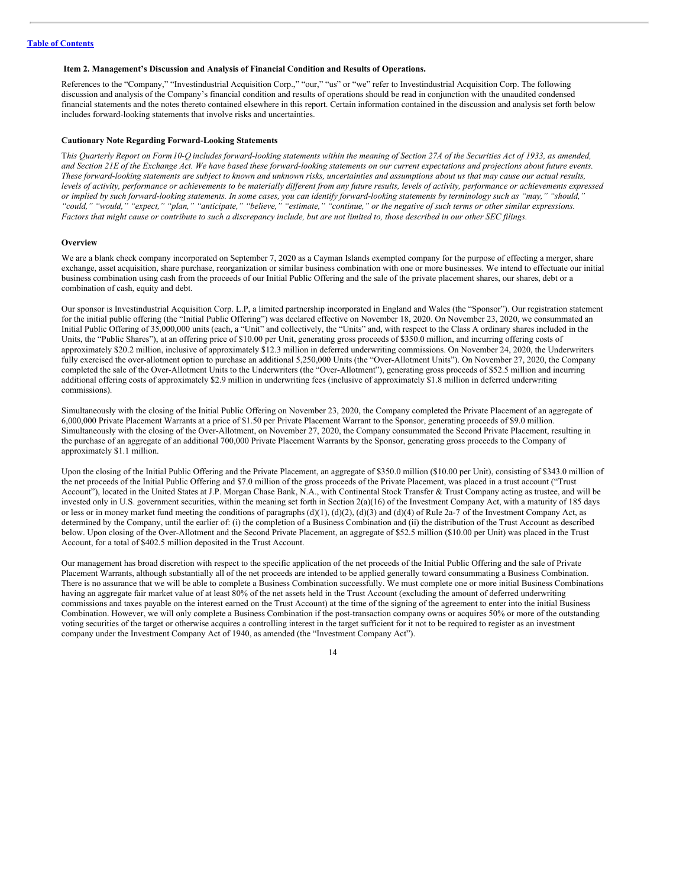**Item 2. Management's Discussion and Analysis of Financial Condition and Results of Operations.**

References to the "Company," "Investindustrial Acquisition Corp.," "our," "us" or "we" refer to Investindustrial Acquisition Corp. The following discussion and analysis of the Company's financial condition and results of operations should be read in conjunction with the unaudited condensed financial statements and the notes thereto contained elsewhere in this report. Certain information contained in the discussion and analysis set forth below includes forward-looking statements that involve risks and uncertainties.

**Cautionary Note Regarding Forward-Looking Statements**

T*his Quarterly Report on Form 10-Q includes forward-looking statements within the meaning of Section 27A of the Securities Act of 1933, as amended, and Section 21E of the Exchange Act. We have based these forward-looking statements on our current expectations and projections about future events. These forward-looking statements are subject to known and unknown risks, uncertainties and assumptions about us that may cause our actual results, levels of activity, performance or achievements to be materially different from any future results, levels of activity, performance or achievements expressed or implied by such forward-looking statements. In some cases, you can identify forward-looking statements by terminology such as "may," "should," "could," "would," "expect," "plan," "anticipate," "believe," "estimate," "continue," or the negative of such terms or other similar expressions. Factors that might cause or contribute to such a discrepancy include, but are not limited to, those described in our other SEC filings.*

**Overview**

We are a blank check company incorporated on September 7, 2020 as a Cayman Islands exempted company for the purpose of effecting a merger, share exchange, asset acquisition, share purchase, reorganization or similar business combination with one or more businesses. We intend to effectuate our initial business combination using cash from the proceeds of our Initial Public Offering and the sale of the private placement shares, our shares, debt or a combination of cash, equity and debt.

Our sponsor is Investindustrial Acquisition Corp. L.P, a limited partnership incorporated in England and Wales (the "Sponsor"). Our registration statement for the initial public offering (the "Initial Public Offering") was declared effective on November 18, 2020. On November 23, 2020, we consummated an Initial Public Offering of 35,000,000 units (each, a "Unit" and collectively, the "Units" and, with respect to the Class A ordinary shares included in the Units, the "Public Shares"), at an offering price of $10.00 per Unit, generating gross proceeds of $350.0 million, and incurring offering costs of approximately $20.2 million, inclusive of approximately $12.3 million in deferred underwriting commissions. On November 24, 2020, the Underwriters fully exercised the over-allotment option to purchase an additional 5,250,000 Units (the "Over-Allotment Units"). On November 27, 2020, the Company completed the sale of the Over-Allotment Units to the Underwriters (the "Over-Allotment"), generating gross proceeds of $52.5 million and incurring additional offering costs of approximately $2.9 million in underwriting fees (inclusive of approximately $1.8 million in deferred underwriting commissions).

Simultaneously with the closing of the Initial Public Offering on November 23, 2020, the Company completed the Private Placement of an aggregate of 6,000,000 Private Placement Warrants at a price of $1.50 per Private Placement Warrant to the Sponsor, generating proceeds of $9.0 million. Simultaneously with the closing of the Over-Allotment, on November 27, 2020, the Company consummated the Second Private Placement, resulting in the purchase of an aggregate of an additional 700,000 Private Placement Warrants by the Sponsor, generating gross proceeds to the Company of approximately $1.1 million.

Upon the closing of the Initial Public Offering and the Private Placement, an aggregate of $350.0 million ($10.00 per Unit), consisting of $343.0 million of the net proceeds of the Initial Public Offering and $7.0 million of the gross proceeds of the Private Placement, was placed in a trust account ("Trust Account"), located in the United States at J.P. Morgan Chase Bank, N.A., with Continental Stock Transfer & Trust Company acting as trustee, and will be invested only in U.S. government securities, within the meaning set forth in Section 2(a)(16) of the Investment Company Act, with a maturity of 185 days or less or in money market fund meeting the conditions of paragraphs (d)(1), (d)(2), (d)(3) and (d)(4) of Rule 2a-7 of the Investment Company Act, as determined by the Company, until the earlier of: (i) the completion of a Business Combination and (ii) the distribution of the Trust Account as described below. Upon closing of the Over-Allotment and the Second Private Placement, an aggregate of $52.5 million ($10.00 per Unit) was placed in the Trust Account, for a total of $402.5 million deposited in the Trust Account.

Our management has broad discretion with respect to the specific application of the net proceeds of the Initial Public Offering and the sale of Private Placement Warrants, although substantially all of the net proceeds are intended to be applied generally toward consummating a Business Combination. There is no assurance that we will be able to complete a Business Combination successfully. We must complete one or more initial Business Combinations having an aggregate fair market value of at least 80% of the net assets held in the Trust Account (excluding the amount of deferred underwriting commissions and taxes payable on the interest earned on the Trust Account) at the time of the signing of the agreement to enter into the initial Business Combination. However, we will only complete a Business Combination if the post-transaction company owns or acquires 50% or more of the outstanding voting securities of the target or otherwise acquires a controlling interest in the target sufficient for it not to be required to register as an investment company under the Investment Company Act of 1940, as amended (the "Investment Company Act").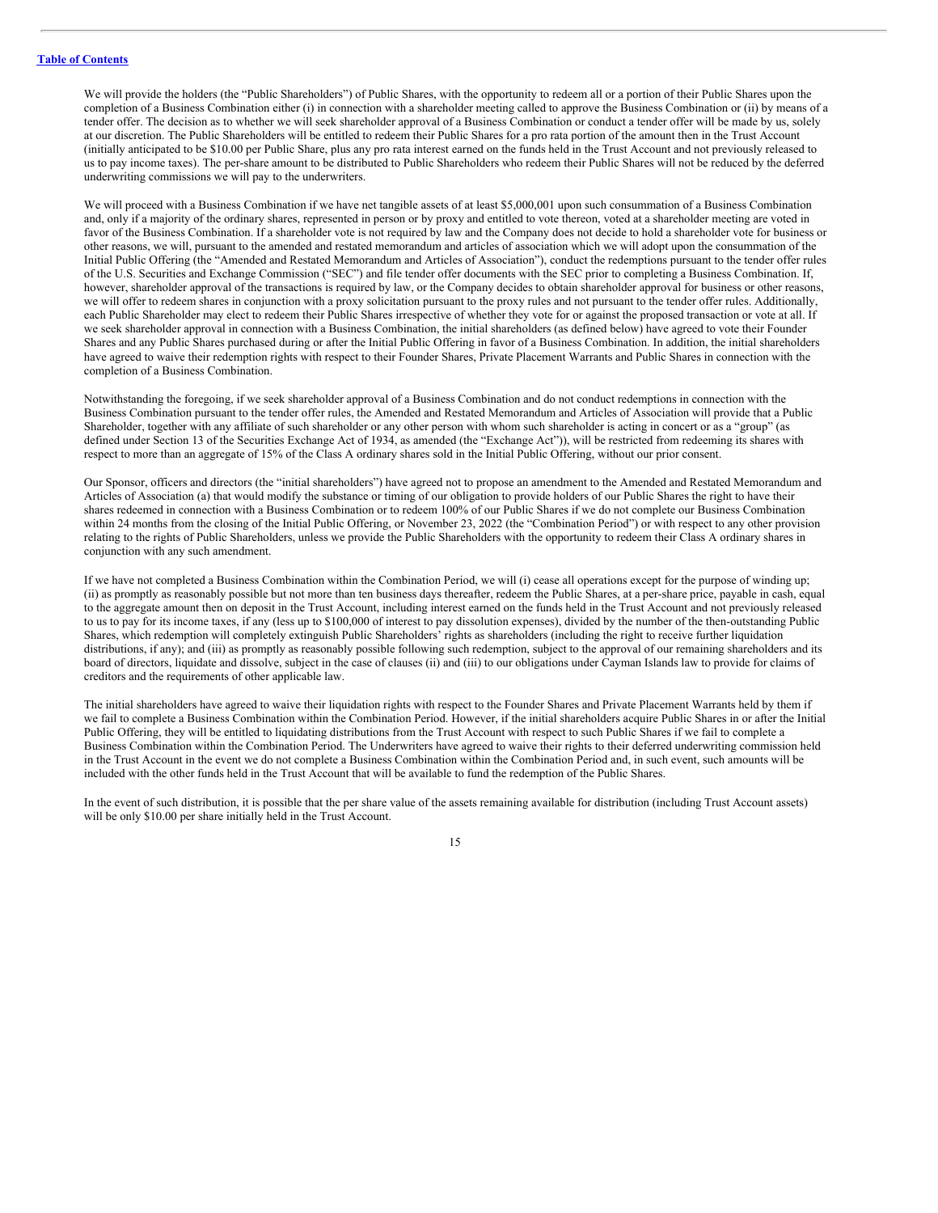We will provide the holders (the "Public Shareholders") of Public Shares, with the opportunity to redeem all or a portion of their Public Shares upon the completion of a Business Combination either (i) in connection with a shareholder meeting called to approve the Business Combination or (ii) by means of a tender offer. The decision as to whether we will seek shareholder approval of a Business Combination or conduct a tender offer will be made by us, solely at our discretion. The Public Shareholders will be entitled to redeem their Public Shares for a pro rata portion of the amount then in the Trust Account (initially anticipated to be $10.00 per Public Share, plus any pro rata interest earned on the funds held in the Trust Account and not previously released to us to pay income taxes). The per-share amount to be distributed to Public Shareholders who redeem their Public Shares will not be reduced by the deferred underwriting commissions we will pay to the underwriters.

We will proceed with a Business Combination if we have net tangible assets of at least $5,000,001 upon such consummation of a Business Combination and, only if a majority of the ordinary shares, represented in person or by proxy and entitled to vote thereon, voted at a shareholder meeting are voted in favor of the Business Combination. If a shareholder vote is not required by law and the Company does not decide to hold a shareholder vote for business or other reasons, we will, pursuant to the amended and restated memorandum and articles of association which we will adopt upon the consummation of the Initial Public Offering (the "Amended and Restated Memorandum and Articles of Association"), conduct the redemptions pursuant to the tender offer rules of the U.S. Securities and Exchange Commission ("SEC") and file tender offer documents with the SEC prior to completing a Business Combination. If, however, shareholder approval of the transactions is required by law, or the Company decides to obtain shareholder approval for business or other reasons, we will offer to redeem shares in conjunction with a proxy solicitation pursuant to the proxy rules and not pursuant to the tender offer rules. Additionally, each Public Shareholder may elect to redeem their Public Shares irrespective of whether they vote for or against the proposed transaction or vote at all. If we seek shareholder approval in connection with a Business Combination, the initial shareholders (as defined below) have agreed to vote their Founder Shares and any Public Shares purchased during or after the Initial Public Offering in favor of a Business Combination. In addition, the initial shareholders have agreed to waive their redemption rights with respect to their Founder Shares, Private Placement Warrants and Public Shares in connection with the completion of a Business Combination.

Notwithstanding the foregoing, if we seek shareholder approval of a Business Combination and do not conduct redemptions in connection with the Business Combination pursuant to the tender offer rules, the Amended and Restated Memorandum and Articles of Association will provide that a Public Shareholder, together with any affiliate of such shareholder or any other person with whom such shareholder is acting in concert or as a "group" (as defined under Section 13 of the Securities Exchange Act of 1934, as amended (the "Exchange Act")), will be restricted from redeeming its shares with respect to more than an aggregate of 15% of the Class A ordinary shares sold in the Initial Public Offering, without our prior consent.

Our Sponsor, officers and directors (the "initial shareholders") have agreed not to propose an amendment to the Amended and Restated Memorandum and Articles of Association (a) that would modify the substance or timing of our obligation to provide holders of our Public Shares the right to have their shares redeemed in connection with a Business Combination or to redeem 100% of our Public Shares if we do not complete our Business Combination within 24 months from the closing of the Initial Public Offering, or November 23, 2022 (the "Combination Period") or with respect to any other provision relating to the rights of Public Shareholders, unless we provide the Public Shareholders with the opportunity to redeem their Class A ordinary shares in conjunction with any such amendment.

If we have not completed a Business Combination within the Combination Period, we will (i) cease all operations except for the purpose of winding up; (ii) as promptly as reasonably possible but not more than ten business days thereafter, redeem the Public Shares, at a per-share price, payable in cash, equal to the aggregate amount then on deposit in the Trust Account, including interest earned on the funds held in the Trust Account and not previously released to us to pay for its income taxes, if any (less up to $100,000 of interest to pay dissolution expenses), divided by the number of the then-outstanding Public Shares, which redemption will completely extinguish Public Shareholders' rights as shareholders (including the right to receive further liquidation distributions, if any); and (iii) as promptly as reasonably possible following such redemption, subject to the approval of our remaining shareholders and its board of directors, liquidate and dissolve, subject in the case of clauses (ii) and (iii) to our obligations under Cayman Islands law to provide for claims of creditors and the requirements of other applicable law.

The initial shareholders have agreed to waive their liquidation rights with respect to the Founder Shares and Private Placement Warrants held by them if we fail to complete a Business Combination within the Combination Period. However, if the initial shareholders acquire Public Shares in or after the Initial Public Offering, they will be entitled to liquidating distributions from the Trust Account with respect to such Public Shares if we fail to complete a Business Combination within the Combination Period. The Underwriters have agreed to waive their rights to their deferred underwriting commission held in the Trust Account in the event we do not complete a Business Combination within the Combination Period and, in such event, such amounts will be included with the other funds held in the Trust Account that will be available to fund the redemption of the Public Shares.

In the event of such distribution, it is possible that the per share value of the assets remaining available for distribution (including Trust Account assets) will be only $10.00 per share initially held in the Trust Account.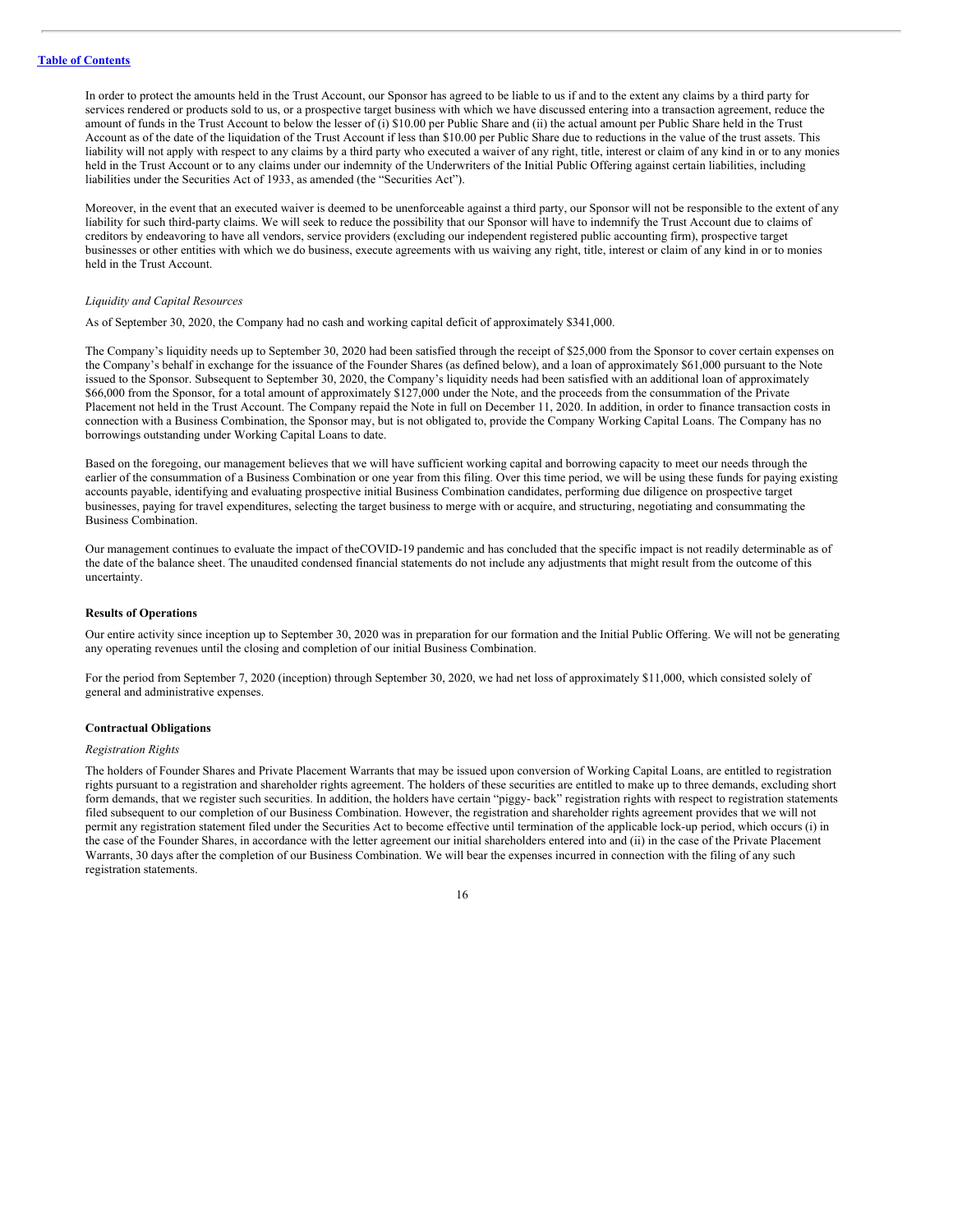In order to protect the amounts held in the Trust Account, our Sponsor has agreed to be liable to us if and to the extent any claims by a third party for services rendered or products sold to us, or a prospective target business with which we have discussed entering into a transaction agreement, reduce the amount of funds in the Trust Account to below the lesser of (i) $10.00 per Public Share and (ii) the actual amount per Public Share held in the Trust Account as of the date of the liquidation of the Trust Account if less than $10.00 per Public Share due to reductions in the value of the trust assets. This liability will not apply with respect to any claims by a third party who executed a waiver of any right, title, interest or claim of any kind in or to any monies held in the Trust Account or to any claims under our indemnity of the Underwriters of the Initial Public Offering against certain liabilities, including liabilities under the Securities Act of 1933, as amended (the "Securities Act").

Moreover, in the event that an executed waiver is deemed to be unenforceable against a third party, our Sponsor will not be responsible to the extent of any liability for such third-party claims. We will seek to reduce the possibility that our Sponsor will have to indemnify the Trust Account due to claims of creditors by endeavoring to have all vendors, service providers (excluding our independent registered public accounting firm), prospective target businesses or other entities with which we do business, execute agreements with us waiving any right, title, interest or claim of any kind in or to monies held in the Trust Account.

*Liquidity and Capital Resources*

As of September 30, 2020, the Company had no cash and working capital deficit of approximately $341,000.

The Company's liquidity needs up to September 30, 2020 had been satisfied through the receipt of $25,000 from the Sponsor to cover certain expenses on the Company's behalf in exchange for the issuance of the Founder Shares (as defined below), and a loan of approximately $61,000 pursuant to the Note issued to the Sponsor. Subsequent to September 30, 2020, the Company's liquidity needs had been satisfied with an additional loan of approximately $66,000 from the Sponsor, for a total amount of approximately $127,000 under the Note, and the proceeds from the consummation of the Private Placement not held in the Trust Account. The Company repaid the Note in full on December 11, 2020. In addition, in order to finance transaction costs in connection with a Business Combination, the Sponsor may, but is not obligated to, provide the Company Working Capital Loans. The Company has no borrowings outstanding under Working Capital Loans to date.

Based on the foregoing, our management believes that we will have sufficient working capital and borrowing capacity to meet our needs through the earlier of the consummation of a Business Combination or one year from this filing. Over this time period, we will be using these funds for paying existing accounts payable, identifying and evaluating prospective initial Business Combination candidates, performing due diligence on prospective target businesses, paying for travel expenditures, selecting the target business to merge with or acquire, and structuring, negotiating and consummating the Business Combination.

Our management continues to evaluate the impact of theCOVID-19 pandemic and has concluded that the specific impact is not readily determinable as of the date of the balance sheet. The unaudited condensed financial statements do not include any adjustments that might result from the outcome of this uncertainty.

**Results of Operations**

Our entire activity since inception up to September 30, 2020 was in preparation for our formation and the Initial Public Offering. We will not be generating any operating revenues until the closing and completion of our initial Business Combination.

For the period from September 7, 2020 (inception) through September 30, 2020, we had net loss of approximately $11,000, which consisted solely of general and administrative expenses.

**Contractual Obligations**

*Registration Rights*

The holders of Founder Shares and Private Placement Warrants that may be issued upon conversion of Working Capital Loans, are entitled to registration rights pursuant to a registration and shareholder rights agreement. The holders of these securities are entitled to make up to three demands, excluding short form demands, that we register such securities. In addition, the holders have certain "piggy- back" registration rights with respect to registration statements filed subsequent to our completion of our Business Combination. However, the registration and shareholder rights agreement provides that we will not permit any registration statement filed under the Securities Act to become effective until termination of the applicable lock-up period, which occurs (i) in the case of the Founder Shares, in accordance with the letter agreement our initial shareholders entered into and (ii) in the case of the Private Placement Warrants, 30 days after the completion of our Business Combination. We will bear the expenses incurred in connection with the filing of any such registration statements.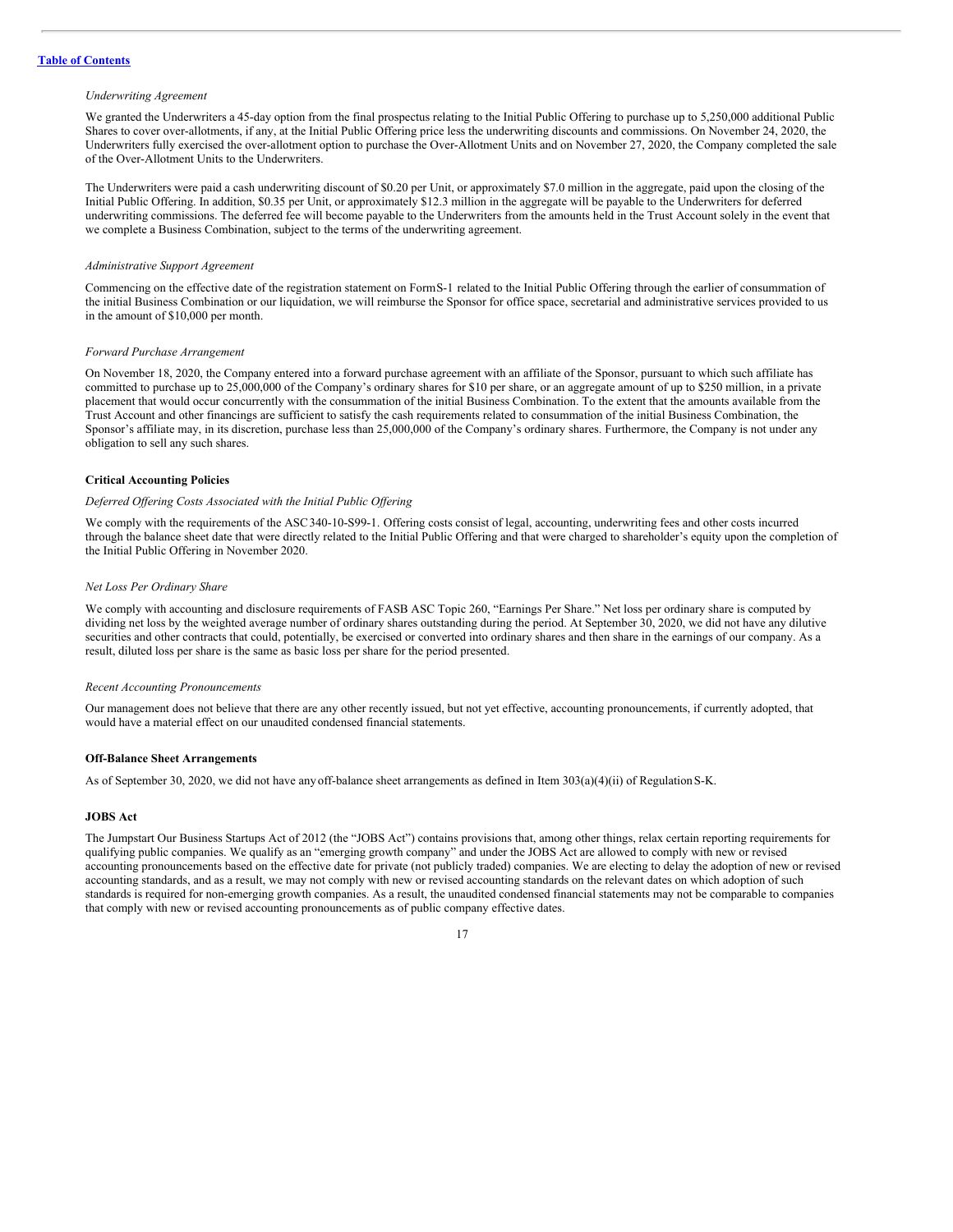*Underwriting Agreement*

We granted the Underwriters a 45-day option from the final prospectus relating to the Initial Public Offering to purchase up to 5,250,000 additional Public Shares to cover over-allotments, if any, at the Initial Public Offering price less the underwriting discounts and commissions. On November 24, 2020, the Underwriters fully exercised the over-allotment option to purchase the Over-Allotment Units and on November 27, 2020, the Company completed the sale of the Over-Allotment Units to the Underwriters.

The Underwriters were paid a cash underwriting discount of $0.20 per Unit, or approximately $7.0 million in the aggregate, paid upon the closing of the Initial Public Offering. In addition, $0.35 per Unit, or approximately $12.3 million in the aggregate will be payable to the Underwriters for deferred underwriting commissions. The deferred fee will become payable to the Underwriters from the amounts held in the Trust Account solely in the event that we complete a Business Combination, subject to the terms of the underwriting agreement.

*Administrative Support Agreement*

Commencing on the effective date of the registration statement on Form S-1 related to the Initial Public Offering through the earlier of consummation of the initial Business Combination or our liquidation, we will reimburse the Sponsor for office space, secretarial and administrative services provided to us in the amount of $10,000 per month.

*Forward Purchase Arrangement*

On November 18, 2020, the Company entered into a forward purchase agreement with an affiliate of the Sponsor, pursuant to which such affiliate has committed to purchase up to 25,000,000 of the Company's ordinary shares for $10 per share, or an aggregate amount of up to $250 million, in a private placement that would occur concurrently with the consummation of the initial Business Combination. To the extent that the amounts available from the Trust Account and other financings are sufficient to satisfy the cash requirements related to consummation of the initial Business Combination, the Sponsor's affiliate may, in its discretion, purchase less than 25,000,000 of the Company's ordinary shares. Furthermore, the Company is not under any obligation to sell any such shares.

**Critical Accounting Policies**

*Deferred Offering Costs Associated with the Initial Public Offering*

We comply with the requirements of the ASC 340-10-S99-1. Offering costs consist of legal, accounting, underwriting fees and other costs incurred through the balance sheet date that were directly related to the Initial Public Offering and that were charged to shareholder's equity upon the completion of the Initial Public Offering in November 2020.

*Net Loss Per Ordinary Share*

We comply with accounting and disclosure requirements of FASB ASC Topic 260, "Earnings Per Share." Net loss per ordinary share is computed by dividing net loss by the weighted average number of ordinary shares outstanding during the period. At September 30, 2020, we did not have any dilutive securities and other contracts that could, potentially, be exercised or converted into ordinary shares and then share in the earnings of our company. As a result, diluted loss per share is the same as basic loss per share for the period presented.

*Recent Accounting Pronouncements*

Our management does not believe that there are any other recently issued, but not yet effective, accounting pronouncements, if currently adopted, that would have a material effect on our unaudited condensed financial statements.

**Off-Balance Sheet Arrangements**

As of September 30, 2020, we did not have any off-balance sheet arrangements as defined in Item 303(a)(4)(ii) of Regulation S-K.

**JOBS Act**

The Jumpstart Our Business Startups Act of 2012 (the "JOBS Act") contains provisions that, among other things, relax certain reporting requirements for qualifying public companies. We qualify as an "emerging growth company" and under the JOBS Act are allowed to comply with new or revised accounting pronouncements based on the effective date for private (not publicly traded) companies. We are electing to delay the adoption of new or revised accounting standards, and as a result, we may not comply with new or revised accounting standards on the relevant dates on which adoption of such standards is required for non-emerging growth companies. As a result, the unaudited condensed financial statements may not be comparable to companies that comply with new or revised accounting pronouncements as of public company effective dates.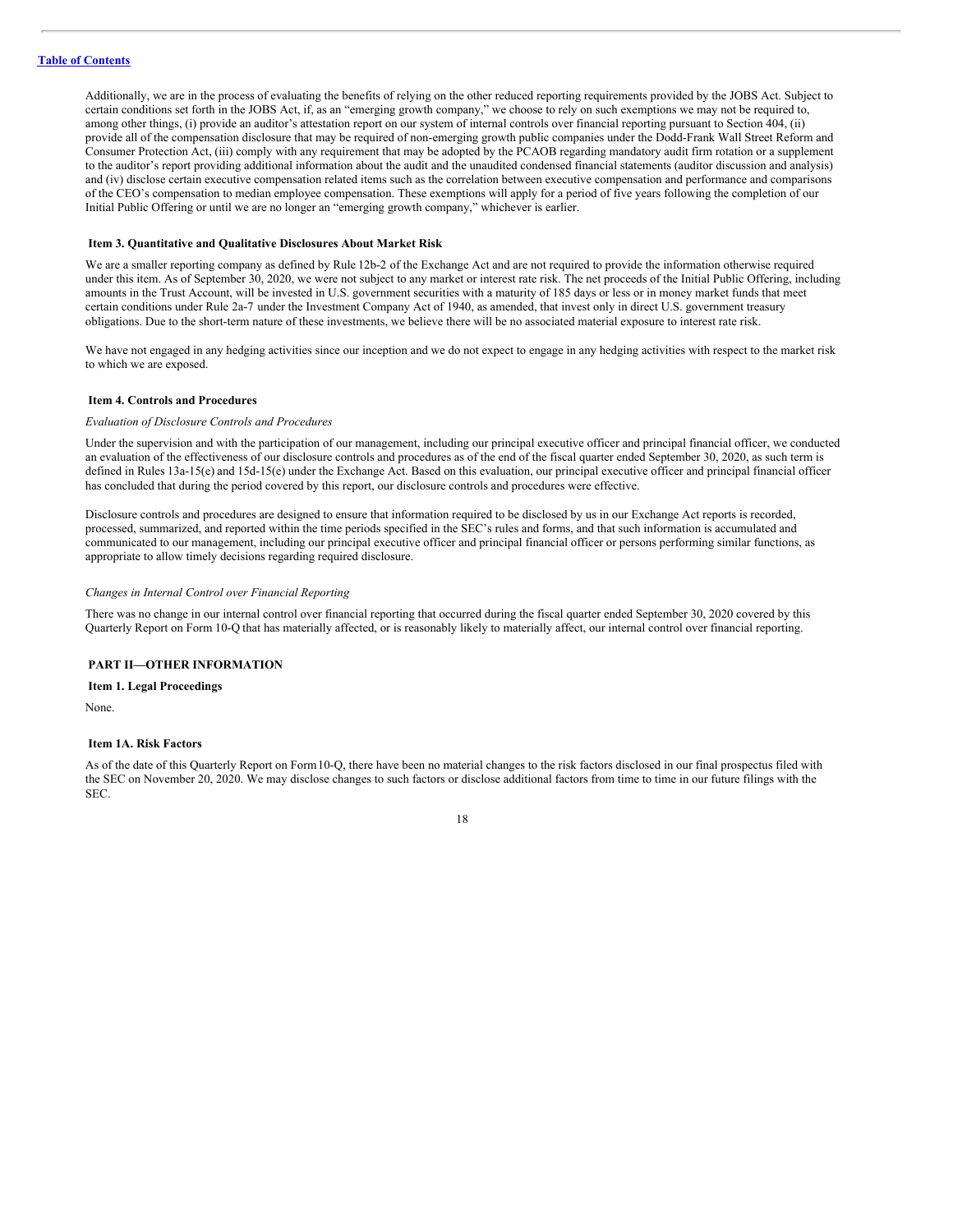Additionally, we are in the process of evaluating the benefits of relying on the other reduced reporting requirements provided by the JOBS Act. Subject to certain conditions set forth in the JOBS Act, if, as an "emerging growth company," we choose to rely on such exemptions we may not be required to, among other things, (i) provide an auditor's attestation report on our system of internal controls over financial reporting pursuant to Section 404, (ii) provide all of the compensation disclosure that may be required of non-emerging growth public companies under the Dodd-Frank Wall Street Reform and Consumer Protection Act, (iii) comply with any requirement that may be adopted by the PCAOB regarding mandatory audit firm rotation or a supplement to the auditor's report providing additional information about the audit and the unaudited condensed financial statements (auditor discussion and analysis) and (iv) disclose certain executive compensation related items such as the correlation between executive compensation and performance and comparisons of the CEO's compensation to median employee compensation. These exemptions will apply for a period of five years following the completion of our Initial Public Offering or until we are no longer an "emerging growth company," whichever is earlier.

### Item 3. Quantitative and Qualitative Disclosures About Market Risk

We are a smaller reporting company as defined by Rule 12b-2 of the Exchange Act and are not required to provide the information otherwise required under this item. As of September 30, 2020, we were not subject to any market or interest rate risk. The net proceeds of the Initial Public Offering, including amounts in the Trust Account, will be invested in U.S. government securities with a maturity of 185 days or less or in money market funds that meet certain conditions under Rule 2a-7 under the Investment Company Act of 1940, as amended, that invest only in direct U.S. government treasury obligations. Due to the short-term nature of these investments, we believe there will be no associated material exposure to interest rate risk.

We have not engaged in any hedging activities since our inception and we do not expect to engage in any hedging activities with respect to the market risk to which we are exposed.

### Item 4. Controls and Procedures

*Evaluation of Disclosure Controls and Procedures*

Under the supervision and with the participation of our management, including our principal executive officer and principal financial officer, we conducted an evaluation of the effectiveness of our disclosure controls and procedures as of the end of the fiscal quarter ended September 30, 2020, as such term is defined in Rules 13a-15(e) and 15d-15(e) under the Exchange Act. Based on this evaluation, our principal executive officer and principal financial officer has concluded that during the period covered by this report, our disclosure controls and procedures were effective.

Disclosure controls and procedures are designed to ensure that information required to be disclosed by us in our Exchange Act reports is recorded, processed, summarized, and reported within the time periods specified in the SEC's rules and forms, and that such information is accumulated and communicated to our management, including our principal executive officer and principal financial officer or persons performing similar functions, as appropriate to allow timely decisions regarding required disclosure.

*Changes in Internal Control over Financial Reporting*

There was no change in our internal control over financial reporting that occurred during the fiscal quarter ended September 30, 2020 covered by this Quarterly Report on Form 10-Q that has materially affected, or is reasonably likely to materially affect, our internal control over financial reporting.

## PART II—OTHER INFORMATION

### Item 1. Legal Proceedings

None.

### Item 1A. Risk Factors

As of the date of this Quarterly Report on Form10-Q, there have been no material changes to the risk factors disclosed in our final prospectus filed with the SEC on November 20, 2020. We may disclose changes to such factors or disclose additional factors from time to time in our future filings with the SEC.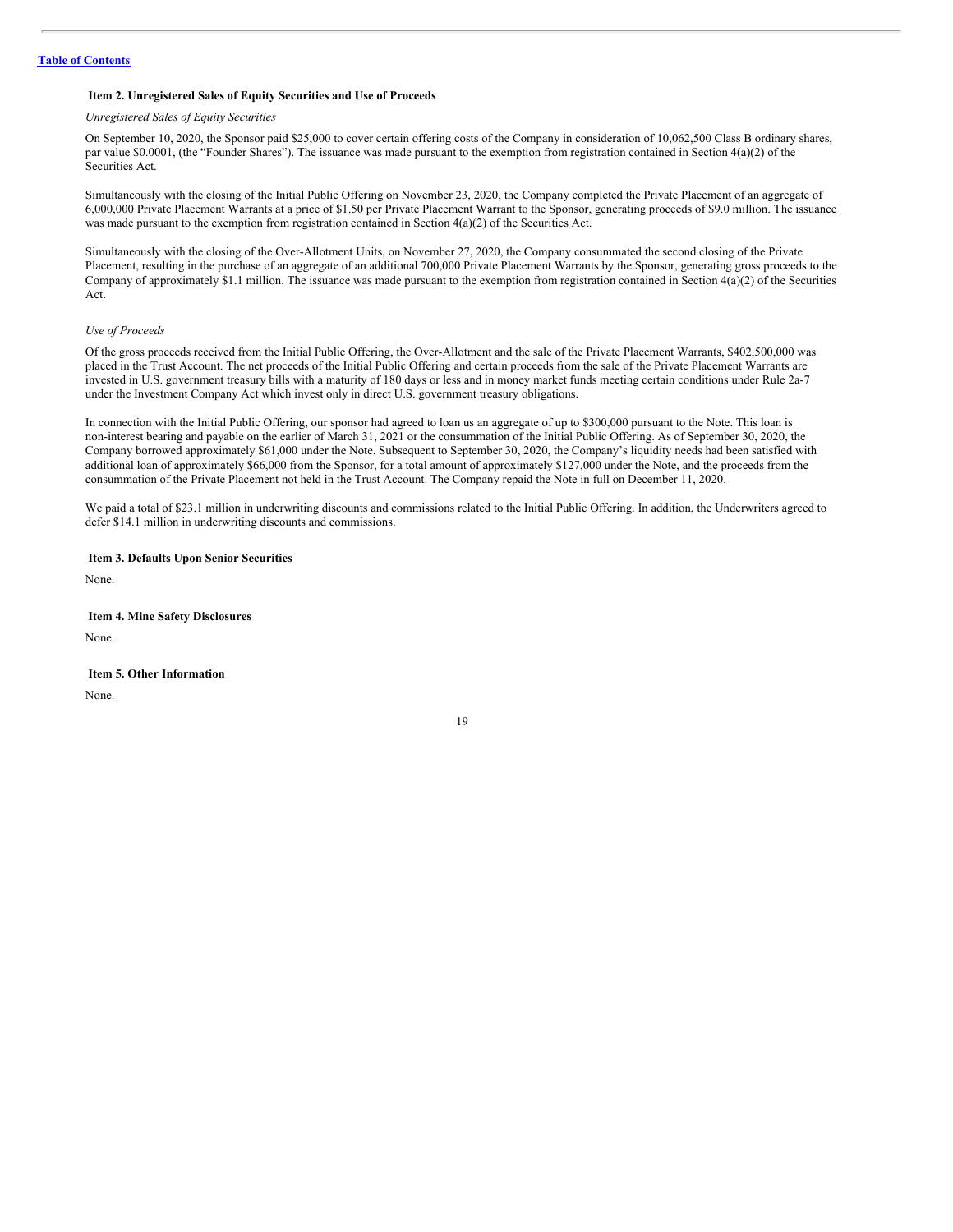### Item 2. Unregistered Sales of Equity Securities and Use of Proceeds

*Unregistered Sales of Equity Securities*

On September 10, 2020, the Sponsor paid $25,000 to cover certain offering costs of the Company in consideration of 10,062,500 Class B ordinary shares, par value $0.0001, (the "Founder Shares"). The issuance was made pursuant to the exemption from registration contained in Section 4(a)(2) of the Securities Act.

Simultaneously with the closing of the Initial Public Offering on November 23, 2020, the Company completed the Private Placement of an aggregate of 6,000,000 Private Placement Warrants at a price of $1.50 per Private Placement Warrant to the Sponsor, generating proceeds of $9.0 million. The issuance was made pursuant to the exemption from registration contained in Section 4(a)(2) of the Securities Act.

Simultaneously with the closing of the Over-Allotment Units, on November 27, 2020, the Company consummated the second closing of the Private Placement, resulting in the purchase of an aggregate of an additional 700,000 Private Placement Warrants by the Sponsor, generating gross proceeds to the Company of approximately $1.1 million. The issuance was made pursuant to the exemption from registration contained in Section 4(a)(2) of the Securities Act.

*Use of Proceeds*

Of the gross proceeds received from the Initial Public Offering, the Over-Allotment and the sale of the Private Placement Warrants, $402,500,000 was placed in the Trust Account. The net proceeds of the Initial Public Offering and certain proceeds from the sale of the Private Placement Warrants are invested in U.S. government treasury bills with a maturity of 180 days or less and in money market funds meeting certain conditions under Rule 2a-7 under the Investment Company Act which invest only in direct U.S. government treasury obligations.

In connection with the Initial Public Offering, our sponsor had agreed to loan us an aggregate of up to $300,000 pursuant to the Note. This loan is non-interest bearing and payable on the earlier of March 31, 2021 or the consummation of the Initial Public Offering. As of September 30, 2020, the Company borrowed approximately $61,000 under the Note. Subsequent to September 30, 2020, the Company's liquidity needs had been satisfied with additional loan of approximately $66,000 from the Sponsor, for a total amount of approximately $127,000 under the Note, and the proceeds from the consummation of the Private Placement not held in the Trust Account. The Company repaid the Note in full on December 11, 2020.

We paid a total of $23.1 million in underwriting discounts and commissions related to the Initial Public Offering. In addition, the Underwriters agreed to defer $14.1 million in underwriting discounts and commissions.

### Item 3. Defaults Upon Senior Securities

None.

### Item 4. Mine Safety Disclosures

None.

### Item 5. Other Information

None.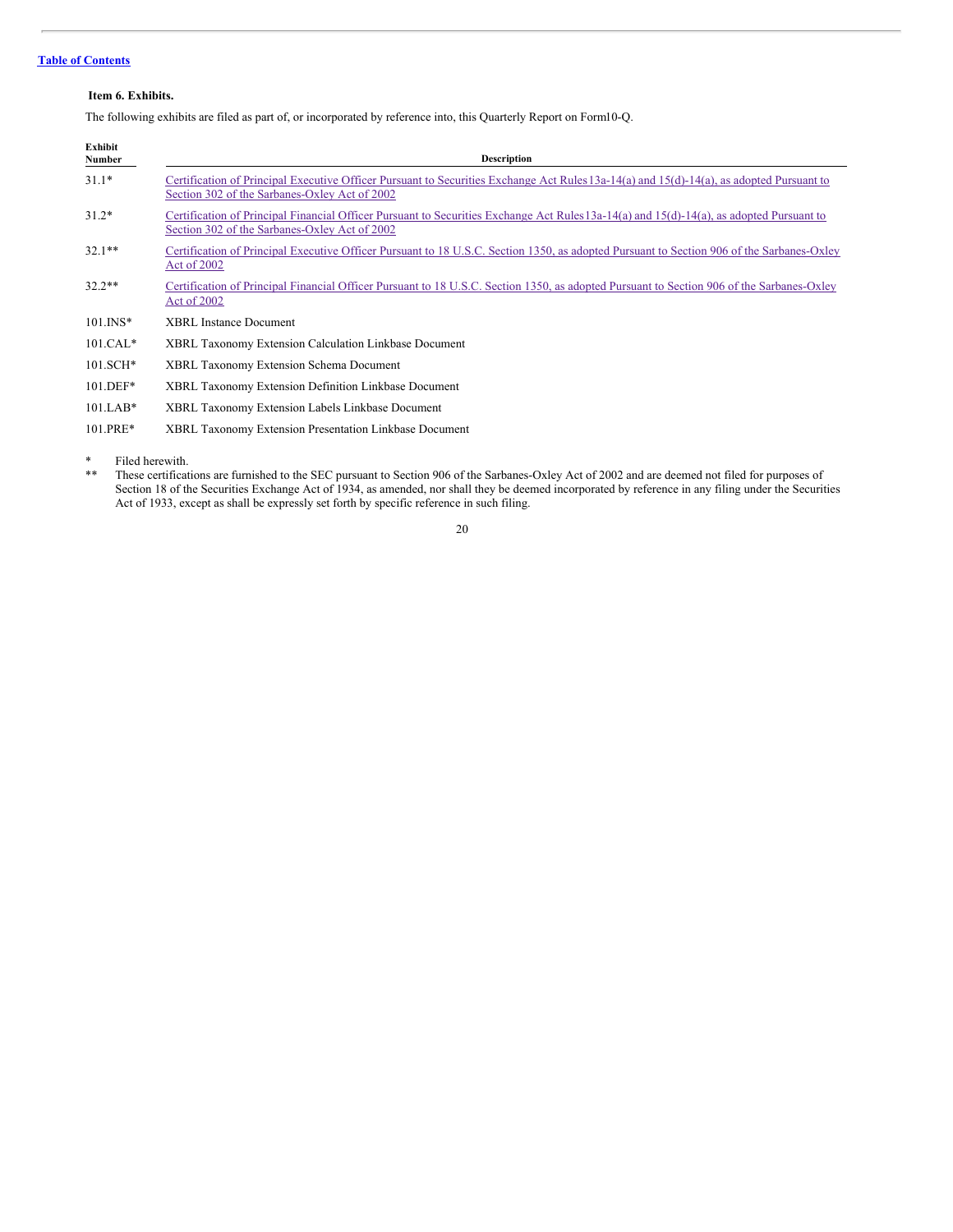[Table of Contents]

### Item 6. Exhibits.

The following exhibits are filed as part of, or incorporated by reference into, this Quarterly Report on Form10-Q.

| Exhibit Number | Description |
|---|---|
| 31.1* | Certification of Principal Executive Officer Pursuant to Securities Exchange Act Rules13a-14(a) and 15(d)-14(a), as adopted Pursuant to Section 302 of the Sarbanes-Oxley Act of 2002 |
| 31.2* | Certification of Principal Financial Officer Pursuant to Securities Exchange Act Rules13a-14(a) and 15(d)-14(a), as adopted Pursuant to Section 302 of the Sarbanes-Oxley Act of 2002 |
| 32.1** | Certification of Principal Executive Officer Pursuant to 18 U.S.C. Section 1350, as adopted Pursuant to Section 906 of the Sarbanes-Oxley Act of 2002 |
| 32.2** | Certification of Principal Financial Officer Pursuant to 18 U.S.C. Section 1350, as adopted Pursuant to Section 906 of the Sarbanes-Oxley Act of 2002 |
| 101.INS* | XBRL Instance Document |
| 101.CAL* | XBRL Taxonomy Extension Calculation Linkbase Document |
| 101.SCH* | XBRL Taxonomy Extension Schema Document |
| 101.DEF* | XBRL Taxonomy Extension Definition Linkbase Document |
| 101.LAB* | XBRL Taxonomy Extension Labels Linkbase Document |
| 101.PRE* | XBRL Taxonomy Extension Presentation Linkbase Document |

\* Filed herewith.

\** These certifications are furnished to the SEC pursuant to Section 906 of the Sarbanes-Oxley Act of 2002 and are deemed not filed for purposes of Section 18 of the Securities Exchange Act of 1934, as amended, nor shall they be deemed incorporated by reference in any filing under the Securities Act of 1933, except as shall be expressly set forth by specific reference in such filing.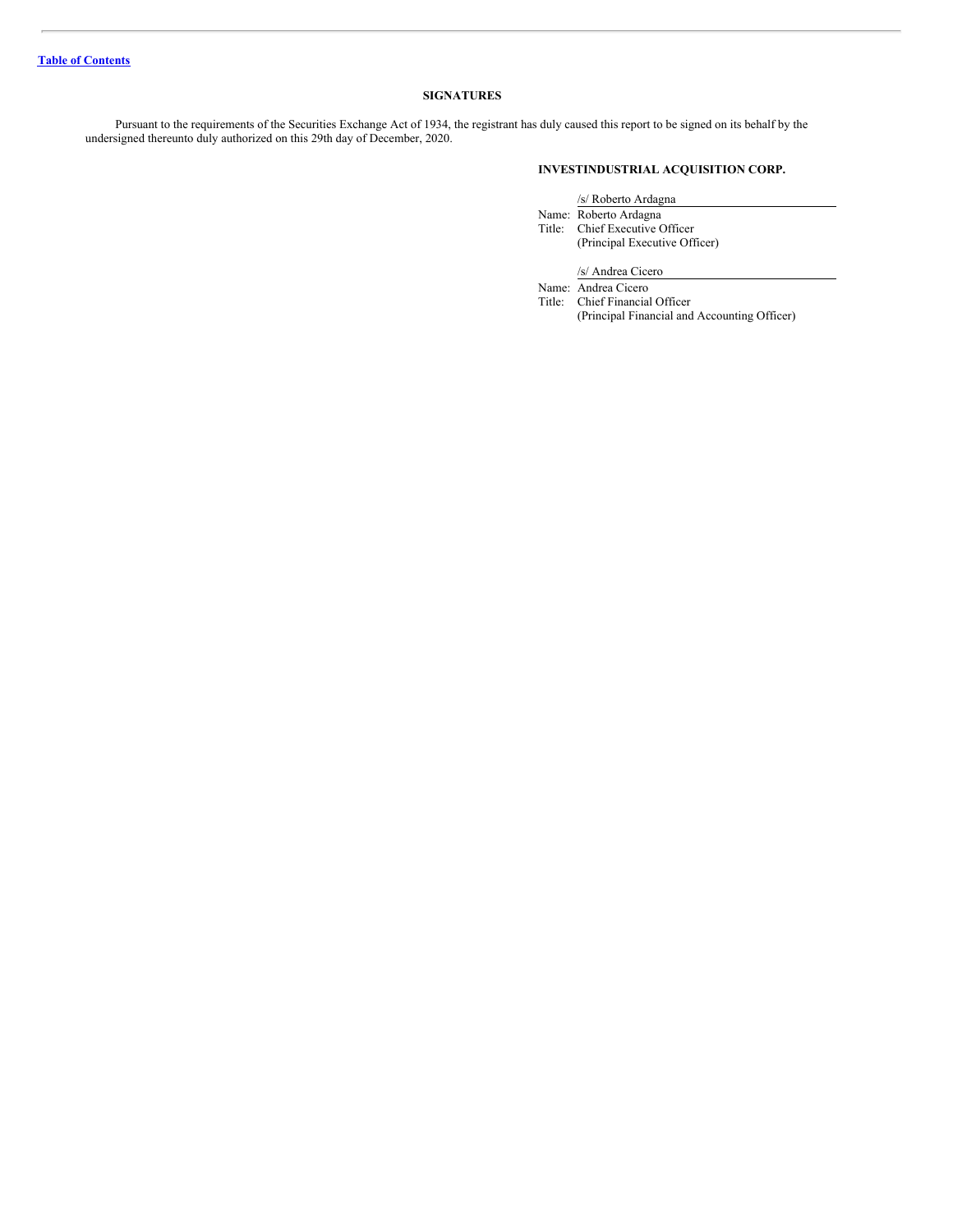[Table of Contents](#)

## SIGNATURES

Pursuant to the requirements of the Securities Exchange Act of 1934, the registrant has duly caused this report to be signed on its behalf by the undersigned thereunto duly authorized on this 29th day of December, 2020.

**INVESTINDUSTRIAL ACQUISITION CORP.**

/s/ Roberto Ardagna

Name: Roberto Ardagna
Title: Chief Executive Officer
(Principal Executive Officer)

/s/ Andrea Cicero

Name: Andrea Cicero
Title: Chief Financial Officer
(Principal Financial and Accounting Officer)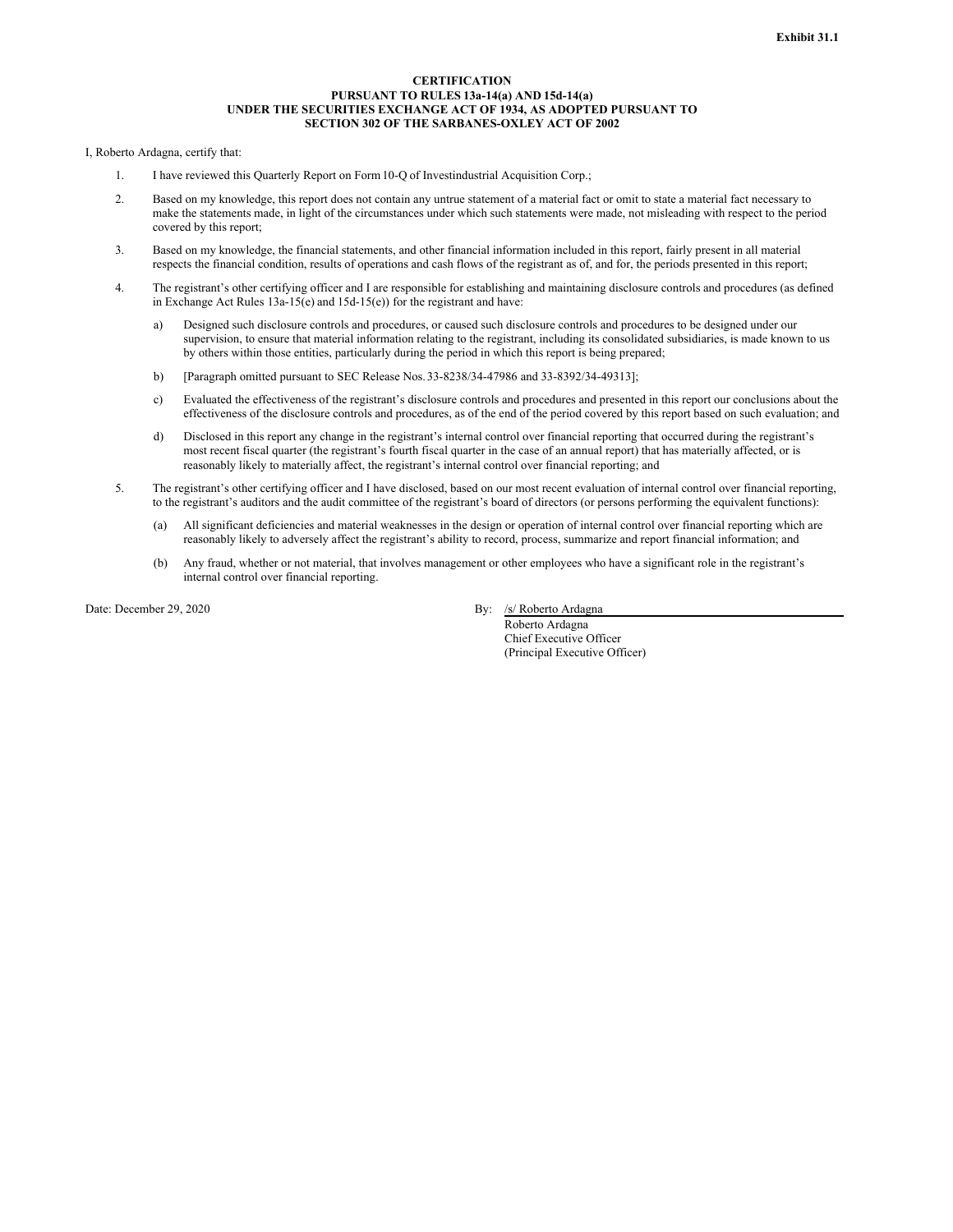**Exhibit 31.1**

**CERTIFICATION**
**PURSUANT TO RULES 13a-14(a) AND 15d-14(a)**
**UNDER THE SECURITIES EXCHANGE ACT OF 1934, AS ADOPTED PURSUANT TO**
**SECTION 302 OF THE SARBANES-OXLEY ACT OF 2002**

I, Roberto Ardagna, certify that:

1. I have reviewed this Quarterly Report on Form 10-Q of Investindustrial Acquisition Corp.;

2. Based on my knowledge, this report does not contain any untrue statement of a material fact or omit to state a material fact necessary to make the statements made, in light of the circumstances under which such statements were made, not misleading with respect to the period covered by this report;

3. Based on my knowledge, the financial statements, and other financial information included in this report, fairly present in all material respects the financial condition, results of operations and cash flows of the registrant as of, and for, the periods presented in this report;

4. The registrant's other certifying officer and I are responsible for establishing and maintaining disclosure controls and procedures (as defined in Exchange Act Rules 13a-15(e) and 15d-15(e)) for the registrant and have:

   a) Designed such disclosure controls and procedures, or caused such disclosure controls and procedures to be designed under our supervision, to ensure that material information relating to the registrant, including its consolidated subsidiaries, is made known to us by others within those entities, particularly during the period in which this report is being prepared;

   b) [Paragraph omitted pursuant to SEC Release Nos. 33-8238/34-47986 and 33-8392/34-49313];

   c) Evaluated the effectiveness of the registrant's disclosure controls and procedures and presented in this report our conclusions about the effectiveness of the disclosure controls and procedures, as of the end of the period covered by this report based on such evaluation; and

   d) Disclosed in this report any change in the registrant's internal control over financial reporting that occurred during the registrant's most recent fiscal quarter (the registrant's fourth fiscal quarter in the case of an annual report) that has materially affected, or is reasonably likely to materially affect, the registrant's internal control over financial reporting; and

5. The registrant's other certifying officer and I have disclosed, based on our most recent evaluation of internal control over financial reporting, to the registrant's auditors and the audit committee of the registrant's board of directors (or persons performing the equivalent functions):

   (a) All significant deficiencies and material weaknesses in the design or operation of internal control over financial reporting which are reasonably likely to adversely affect the registrant's ability to record, process, summarize and report financial information; and

   (b) Any fraud, whether or not material, that involves management or other employees who have a significant role in the registrant's internal control over financial reporting.

Date: December 29, 2020

By: /s/ Roberto Ardagna
Roberto Ardagna
Chief Executive Officer
(Principal Executive Officer)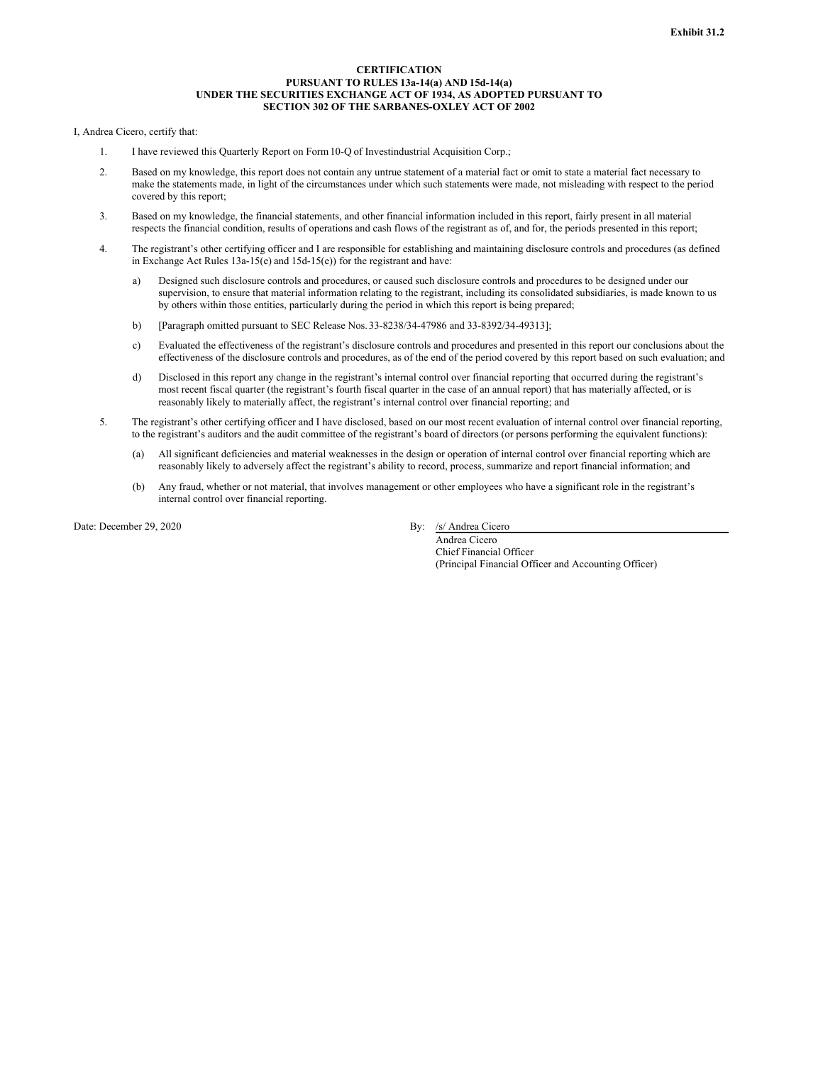**Exhibit 31.2**

**CERTIFICATION**
**PURSUANT TO RULES 13a-14(a) AND 15d-14(a)**
**UNDER THE SECURITIES EXCHANGE ACT OF 1934, AS ADOPTED PURSUANT TO**
**SECTION 302 OF THE SARBANES-OXLEY ACT OF 2002**

I, Andrea Cicero, certify that:

1. I have reviewed this Quarterly Report on Form 10-Q of Investindustrial Acquisition Corp.;

2. Based on my knowledge, this report does not contain any untrue statement of a material fact or omit to state a material fact necessary to make the statements made, in light of the circumstances under which such statements were made, not misleading with respect to the period covered by this report;

3. Based on my knowledge, the financial statements, and other financial information included in this report, fairly present in all material respects the financial condition, results of operations and cash flows of the registrant as of, and for, the periods presented in this report;

4. The registrant's other certifying officer and I are responsible for establishing and maintaining disclosure controls and procedures (as defined in Exchange Act Rules 13a-15(e) and 15d-15(e)) for the registrant and have:

   a) Designed such disclosure controls and procedures, or caused such disclosure controls and procedures to be designed under our supervision, to ensure that material information relating to the registrant, including its consolidated subsidiaries, is made known to us by others within those entities, particularly during the period in which this report is being prepared;

   b) [Paragraph omitted pursuant to SEC Release Nos. 33-8238/34-47986 and 33-8392/34-49313];

   c) Evaluated the effectiveness of the registrant's disclosure controls and procedures and presented in this report our conclusions about the effectiveness of the disclosure controls and procedures, as of the end of the period covered by this report based on such evaluation; and

   d) Disclosed in this report any change in the registrant's internal control over financial reporting that occurred during the registrant's most recent fiscal quarter (the registrant's fourth fiscal quarter in the case of an annual report) that has materially affected, or is reasonably likely to materially affect, the registrant's internal control over financial reporting; and

5. The registrant's other certifying officer and I have disclosed, based on our most recent evaluation of internal control over financial reporting, to the registrant's auditors and the audit committee of the registrant's board of directors (or persons performing the equivalent functions):

   (a) All significant deficiencies and material weaknesses in the design or operation of internal control over financial reporting which are reasonably likely to adversely affect the registrant's ability to record, process, summarize and report financial information; and

   (b) Any fraud, whether or not material, that involves management or other employees who have a significant role in the registrant's internal control over financial reporting.

Date: December 29, 2020

By: /s/ Andrea Cicero
Andrea Cicero
Chief Financial Officer
(Principal Financial Officer and Accounting Officer)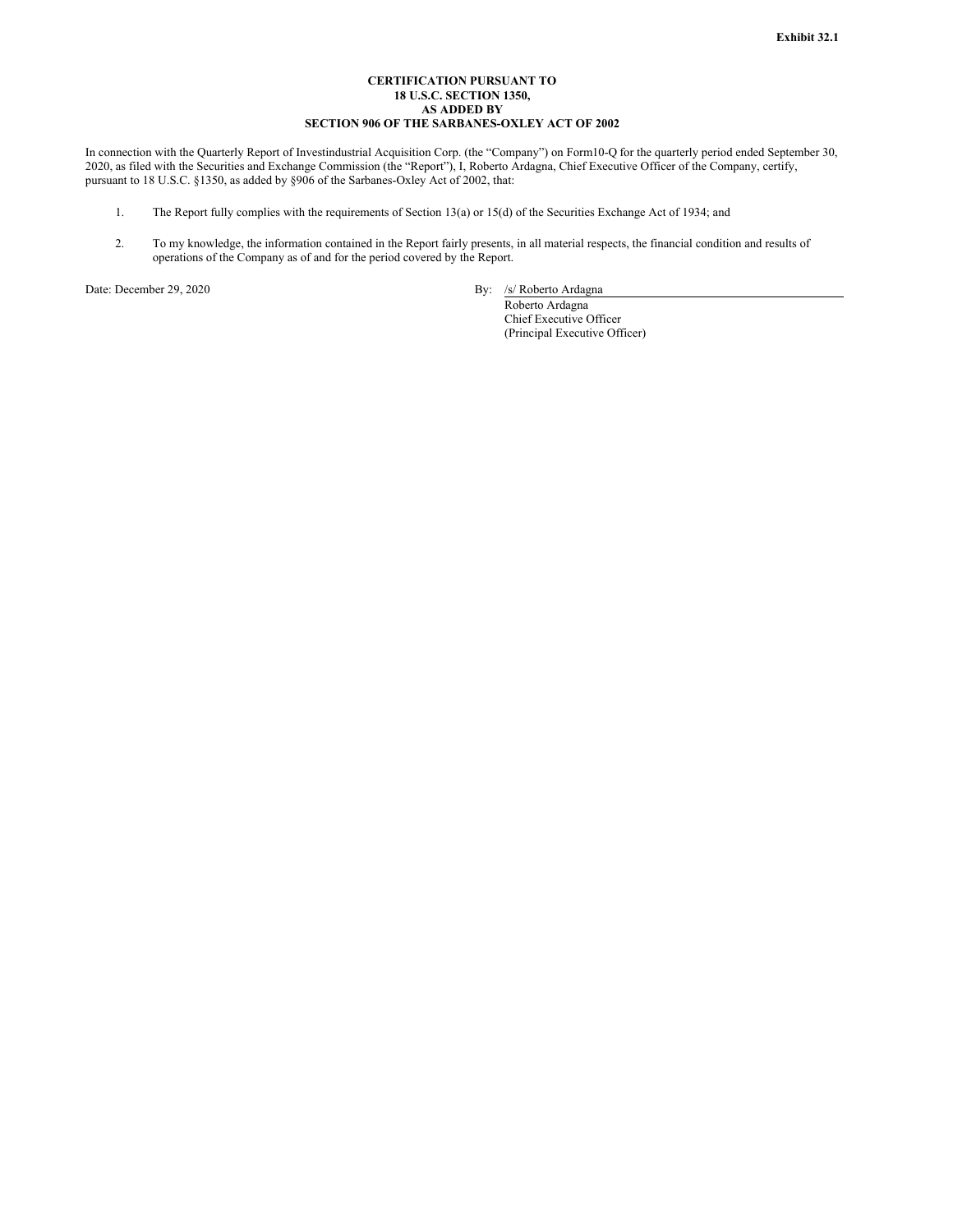**Exhibit 32.1**

**CERTIFICATION PURSUANT TO**
**18 U.S.C. SECTION 1350,**
**AS ADDED BY**
**SECTION 906 OF THE SARBANES-OXLEY ACT OF 2002**

In connection with the Quarterly Report of Investindustrial Acquisition Corp. (the "Company") on Form10-Q for the quarterly period ended September 30, 2020, as filed with the Securities and Exchange Commission (the "Report"), I, Roberto Ardagna, Chief Executive Officer of the Company, certify, pursuant to 18 U.S.C. §1350, as added by §906 of the Sarbanes-Oxley Act of 2002, that:

1. The Report fully complies with the requirements of Section 13(a) or 15(d) of the Securities Exchange Act of 1934; and
2. To my knowledge, the information contained in the Report fairly presents, in all material respects, the financial condition and results of operations of the Company as of and for the period covered by the Report.

Date: December 29, 2020

By: /s/ Roberto Ardagna
Roberto Ardagna
Chief Executive Officer
(Principal Executive Officer)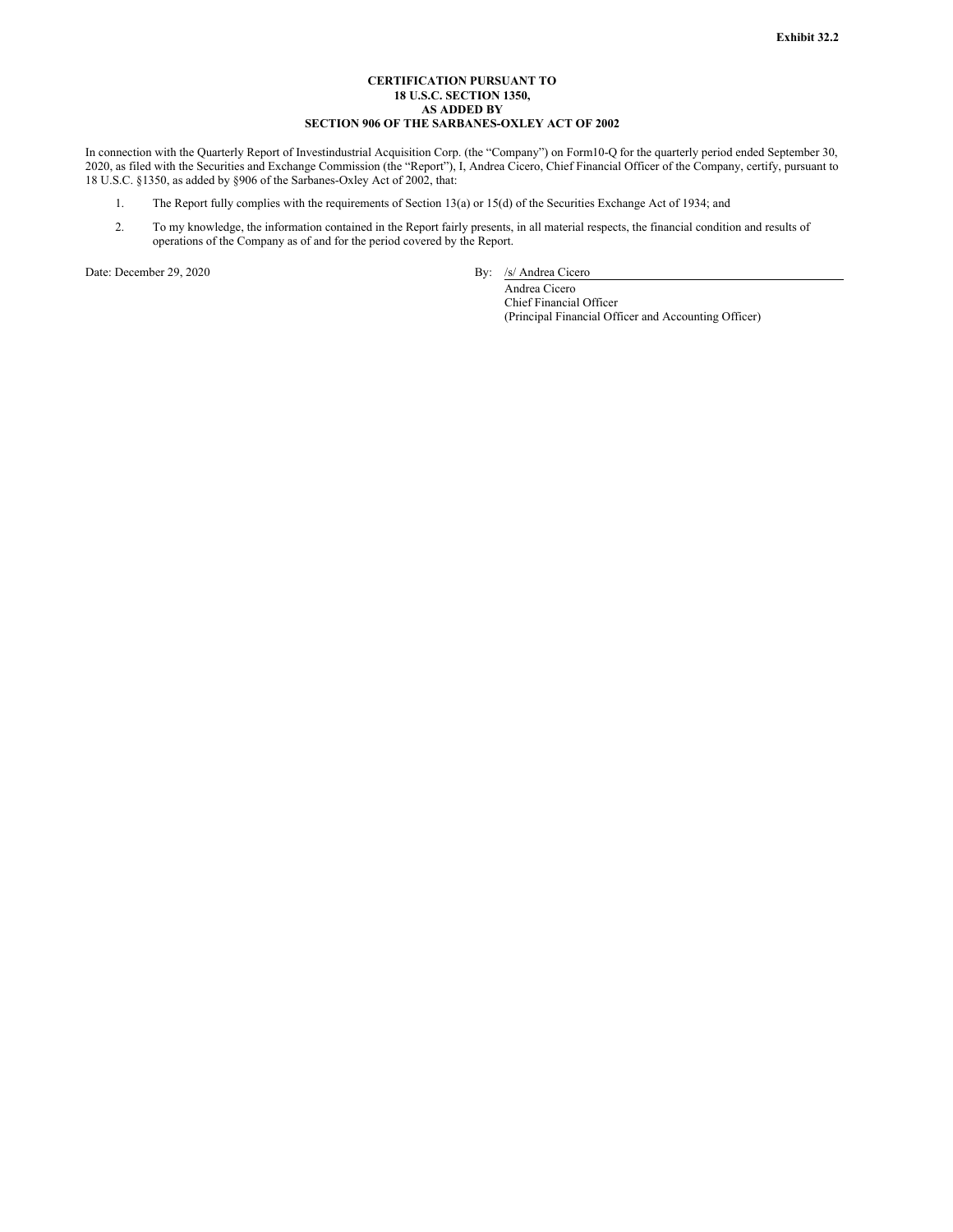**Exhibit 32.2**

**CERTIFICATION PURSUANT TO**
**18 U.S.C. SECTION 1350,**
**AS ADDED BY**
**SECTION 906 OF THE SARBANES-OXLEY ACT OF 2002**

In connection with the Quarterly Report of Investindustrial Acquisition Corp. (the "Company") on Form10-Q for the quarterly period ended September 30, 2020, as filed with the Securities and Exchange Commission (the "Report"), I, Andrea Cicero, Chief Financial Officer of the Company, certify, pursuant to 18 U.S.C. §1350, as added by §906 of the Sarbanes-Oxley Act of 2002, that:

1. The Report fully complies with the requirements of Section 13(a) or 15(d) of the Securities Exchange Act of 1934; and
2. To my knowledge, the information contained in the Report fairly presents, in all material respects, the financial condition and results of operations of the Company as of and for the period covered by the Report.

Date: December 29, 2020

By: /s/ Andrea Cicero
Andrea Cicero
Chief Financial Officer
(Principal Financial Officer and Accounting Officer)